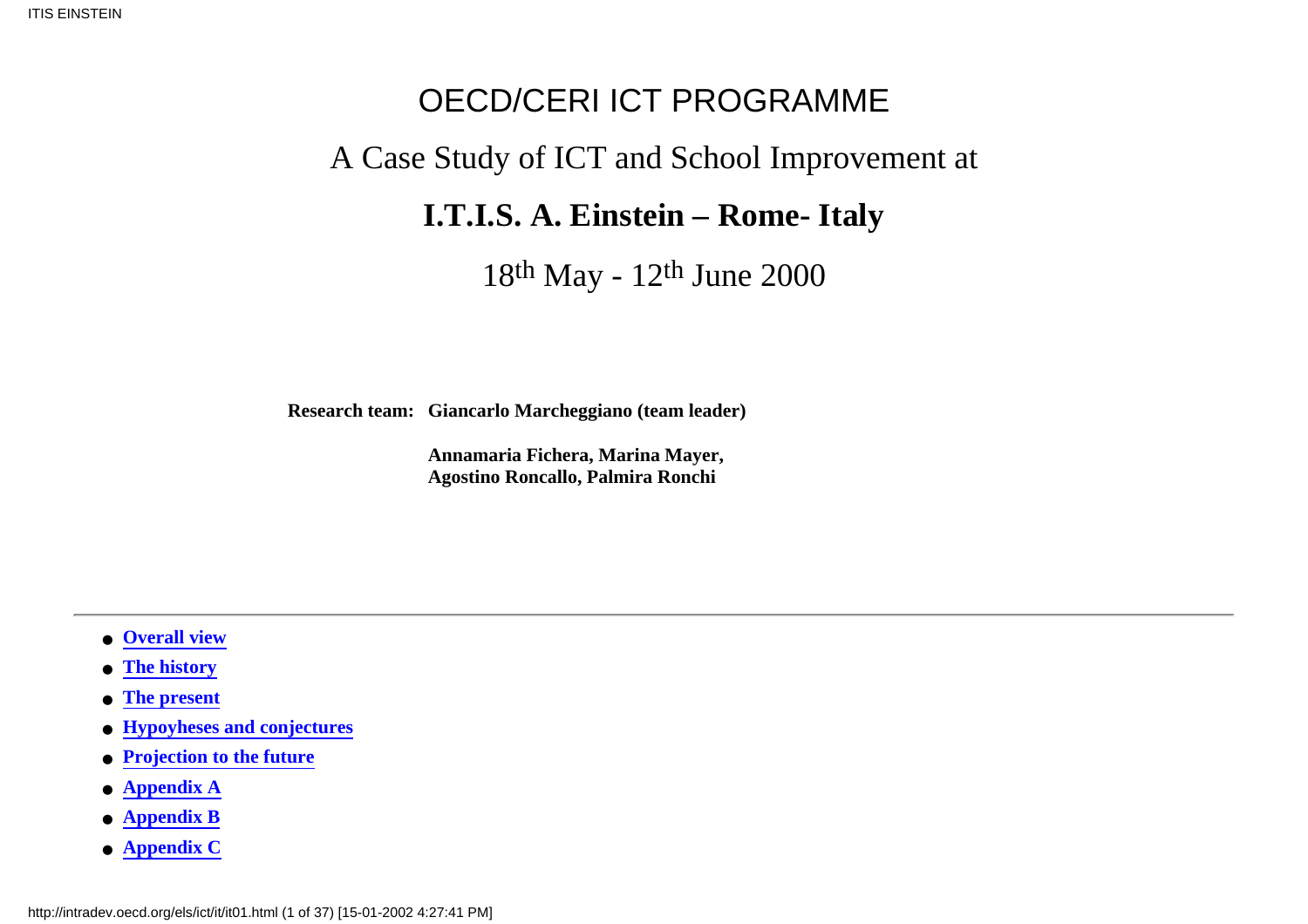# OECD/CERI ICT PROGRAMME

## A Case Study of ICT and School Improvement at

## **I.T.I.S. A. Einstein – Rome- Italy**

18th May - 12th June 2000

**Research team: Giancarlo Marcheggiano (team leader)**

**Annamaria Fichera, Marina Mayer, Agostino Roncallo, Palmira Ronchi**

---

- **Overall view**
- **The history**
- **The present**
- **Hypoyheses and conjectures**
- **Projection to the future**
- **Appendix A**
- **Appendix B**
- **Appendix C**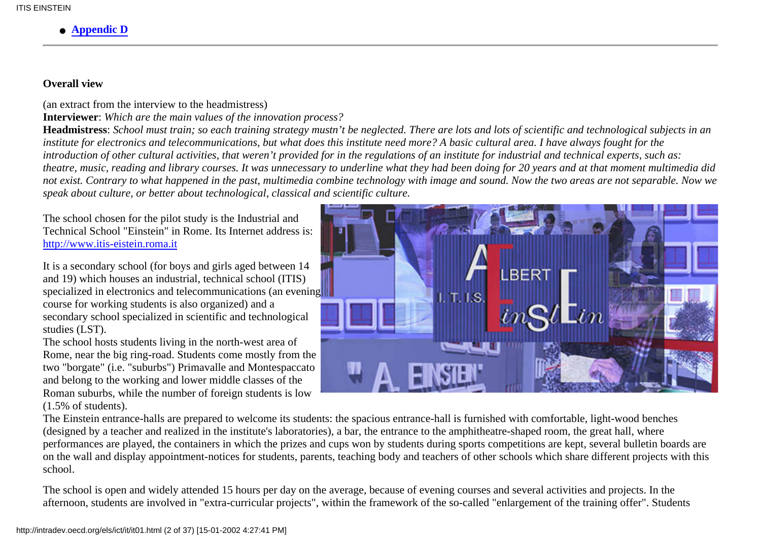- **Appendic D**

---

**Overall view**

(an extract from the interview to the headmistress)
**Interviewer**: *Which are the main values of the innovation process?*
**Headmistress**: *School must train; so each training strategy mustn't be neglected. There are lots and lots of scientific and technological subjects in an institute for electronics and telecommunications, but what does this institute need more? A basic cultural area. I have always fought for the introduction of other cultural activities, that weren't provided for in the regulations of an institute for industrial and technical experts, such as: theatre, music, reading and library courses. It was unnecessary to underline what they had been doing for 20 years and at that moment multimedia did not exist. Contrary to what happened in the past, multimedia combine technology with image and sound. Now the two areas are not separable. Now we speak about culture, or better about technological, classical and scientific culture.*

The school chosen for the pilot study is the Industrial and Technical School "Einstein" in Rome. Its Internet address is: http://www.itis-eistein.roma.it

It is a secondary school (for boys and girls aged between 14 and 19) which houses an industrial, technical school (ITIS) specialized in electronics and telecommunications (an evening course for working students is also organized) and a secondary school specialized in scientific and technological studies (LST).
The school hosts students living in the north-west area of Rome, near the big ring-road. Students come mostly from the two "borgate" (i.e. "suburbs") Primavalle and Montespaccato and belong to the working and lower middle classes of the Roman suburbs, while the number of foreign students is low (1.5% of students).
The Einstein entrance-halls are prepared to welcome its students: the spacious entrance-hall is furnished with comfortable, light-wood benches (designed by a teacher and realized in the institute's laboratories), a bar, the entrance to the amphitheatre-shaped room, the great hall, where performances are played, the containers in which the prizes and cups won by students during sports competitions are kept, several bulletin boards are on the wall and display appointment-notices for students, parents, teaching body and teachers of other schools which share different projects with this school.

The school is open and widely attended 15 hours per day on the average, because of evening courses and several activities and projects. In the afternoon, students are involved in "extra-curricular projects", within the framework of the so-called "enlargement of the training offer". Students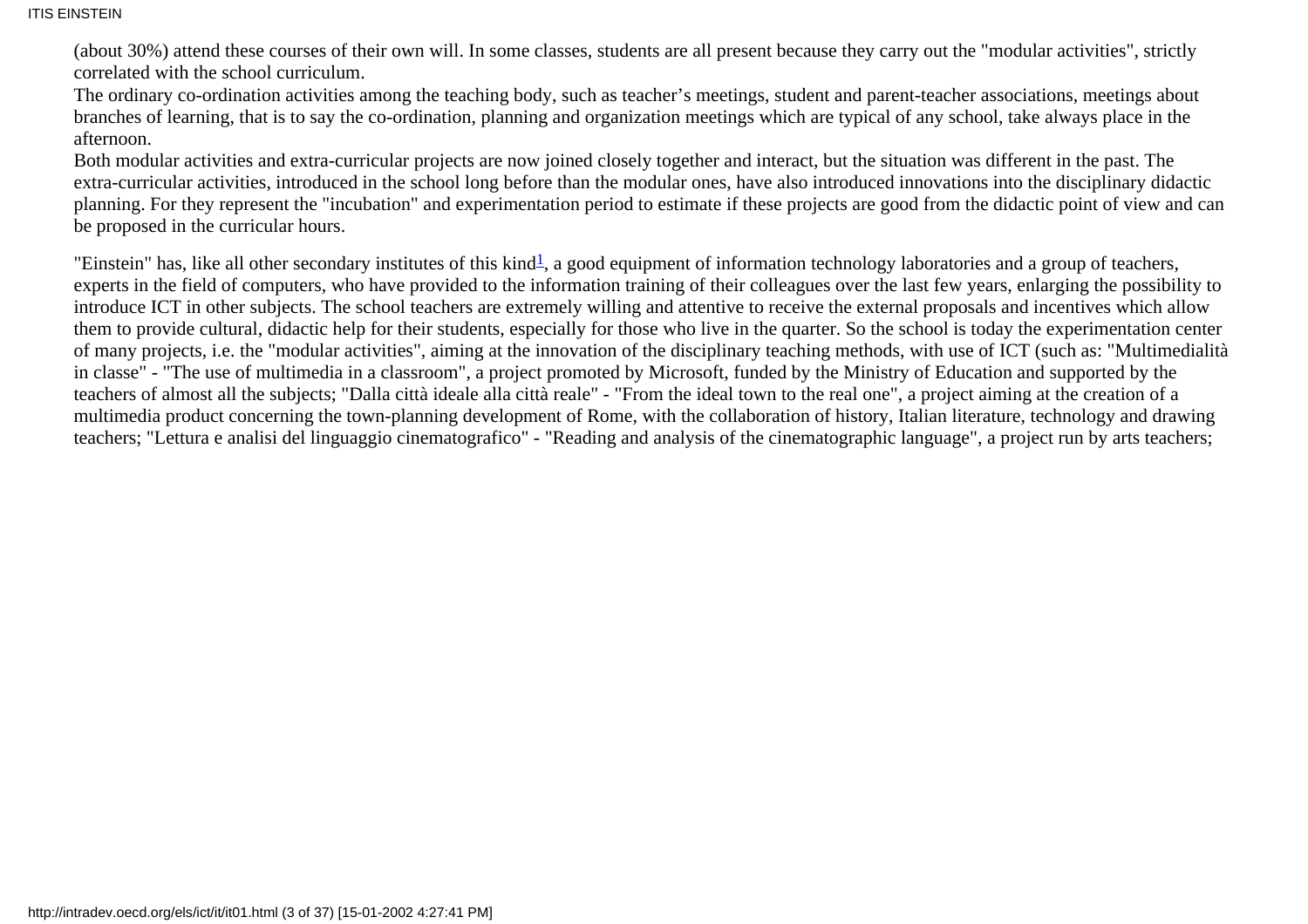(about 30%) attend these courses of their own will. In some classes, students are all present because they carry out the "modular activities", strictly correlated with the school curriculum.

The ordinary co-ordination activities among the teaching body, such as teacher's meetings, student and parent-teacher associations, meetings about branches of learning, that is to say the co-ordination, planning and organization meetings which are typical of any school, take always place in the afternoon.

Both modular activities and extra-curricular projects are now joined closely together and interact, but the situation was different in the past. The extra-curricular activities, introduced in the school long before than the modular ones, have also introduced innovations into the disciplinary didactic planning. For they represent the "incubation" and experimentation period to estimate if these projects are good from the didactic point of view and can be proposed in the curricular hours.

"Einstein" has, like all other secondary institutes of this kind[1], a good equipment of information technology laboratories and a group of teachers, experts in the field of computers, who have provided to the information training of their colleagues over the last few years, enlarging the possibility to introduce ICT in other subjects. The school teachers are extremely willing and attentive to receive the external proposals and incentives which allow them to provide cultural, didactic help for their students, especially for those who live in the quarter. So the school is today the experimentation center of many projects, i.e. the "modular activities", aiming at the innovation of the disciplinary teaching methods, with use of ICT (such as: "Multimedialità in classe" - "The use of multimedia in a classroom", a project promoted by Microsoft, funded by the Ministry of Education and supported by the teachers of almost all the subjects; "Dalla città ideale alla città reale" - "From the ideal town to the real one", a project aiming at the creation of a multimedia product concerning the town-planning development of Rome, with the collaboration of history, Italian literature, technology and drawing teachers; "Lettura e analisi del linguaggio cinematografico" - "Reading and analysis of the cinematographic language", a project run by arts teachers;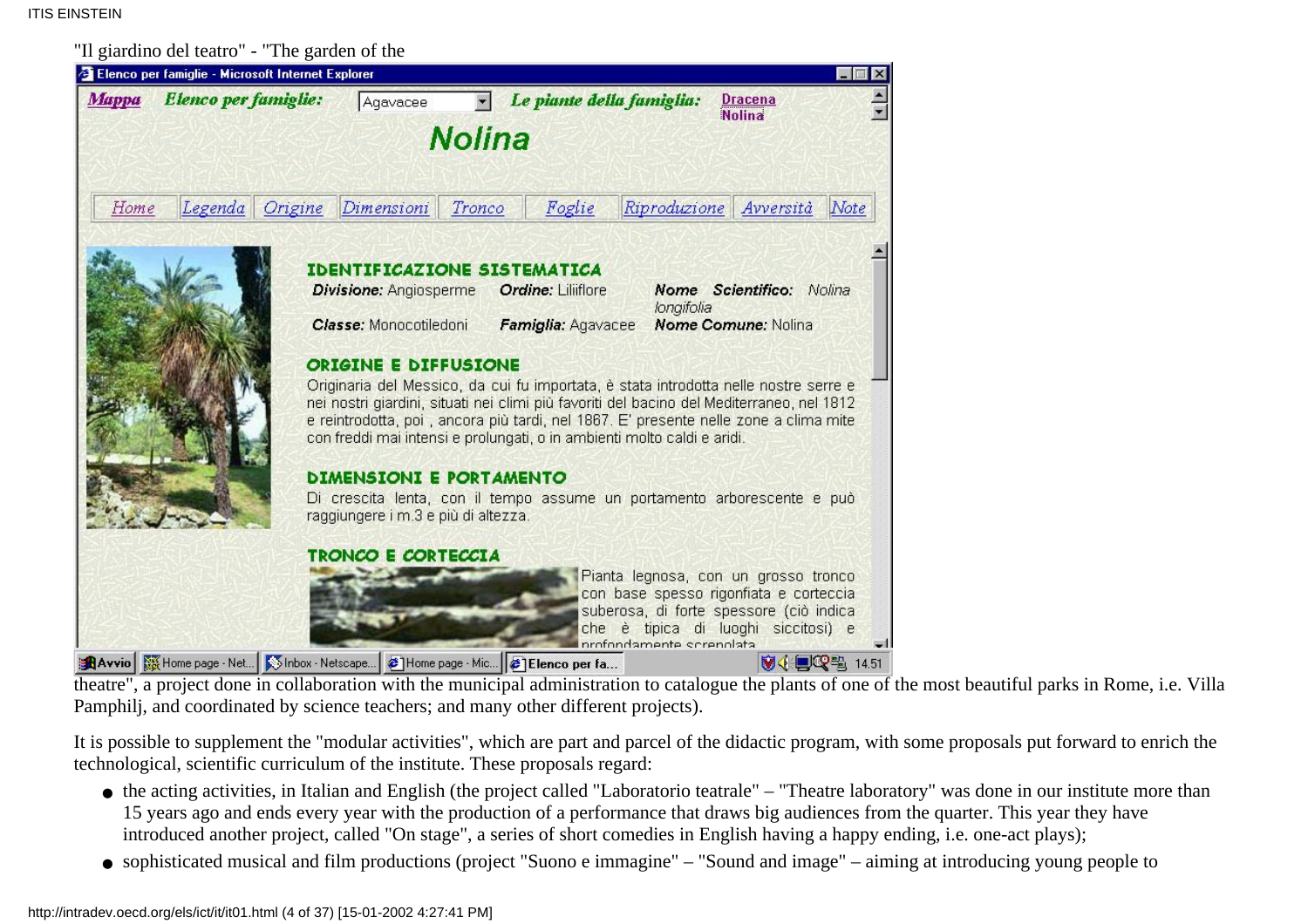"Il giardino del teatro" - "The garden of the theatre", a project done in collaboration with the municipal administration to catalogue the plants of one of the most beautiful parks in Rome, i.e. Villa Pamphilj, and coordinated by science teachers; and many other different projects).

It is possible to supplement the "modular activities", which are part and parcel of the didactic program, with some proposals put forward to enrich the technological, scientific curriculum of the institute. These proposals regard:

- the acting activities, in Italian and English (the project called "Laboratorio teatrale" – "Theatre laboratory" was done in our institute more than 15 years ago and ends every year with the production of a performance that draws big audiences from the quarter. This year they have introduced another project, called "On stage", a series of short comedies in English having a happy ending, i.e. one-act plays);
- sophisticated musical and film productions (project "Suono e immagine" – "Sound and image" – aiming at introducing young people to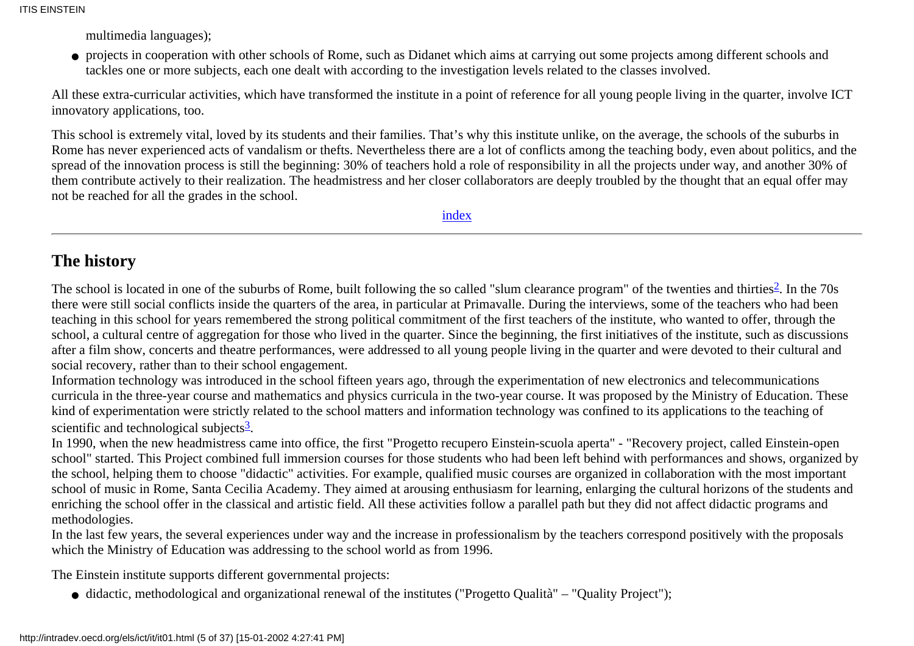multimedia languages);

- projects in cooperation with other schools of Rome, such as Didanet which aims at carrying out some projects among different schools and tackles one or more subjects, each one dealt with according to the investigation levels related to the classes involved.

All these extra-curricular activities, which have transformed the institute in a point of reference for all young people living in the quarter, involve ICT innovatory applications, too.

This school is extremely vital, loved by its students and their families. That's why this institute unlike, on the average, the schools of the suburbs in Rome has never experienced acts of vandalism or thefts. Nevertheless there are a lot of conflicts among the teaching body, even about politics, and the spread of the innovation process is still the beginning: 30% of teachers hold a role of responsibility in all the projects under way, and another 30% of them contribute actively to their realization. The headmistress and her closer collaborators are deeply troubled by the thought that an equal offer may not be reached for all the grades in the school.

index

---

## The history

The school is located in one of the suburbs of Rome, built following the so called "slum clearance program" of the twenties and thirties[2]. In the 70s there were still social conflicts inside the quarters of the area, in particular at Primavalle. During the interviews, some of the teachers who had been teaching in this school for years remembered the strong political commitment of the first teachers of the institute, who wanted to offer, through the school, a cultural centre of aggregation for those who lived in the quarter. Since the beginning, the first initiatives of the institute, such as discussions after a film show, concerts and theatre performances, were addressed to all young people living in the quarter and were devoted to their cultural and social recovery, rather than to their school engagement.
Information technology was introduced in the school fifteen years ago, through the experimentation of new electronics and telecommunications curricula in the three-year course and mathematics and physics curricula in the two-year course. It was proposed by the Ministry of Education. These kind of experimentation were strictly related to the school matters and information technology was confined to its applications to the teaching of scientific and technological subjects[3].
In 1990, when the new headmistress came into office, the first "Progetto recupero Einstein-scuola aperta" - "Recovery project, called Einstein-open school" started. This Project combined full immersion courses for those students who had been left behind with performances and shows, organized by the school, helping them to choose "didactic" activities. For example, qualified music courses are organized in collaboration with the most important school of music in Rome, Santa Cecilia Academy. They aimed at arousing enthusiasm for learning, enlarging the cultural horizons of the students and enriching the school offer in the classical and artistic field. All these activities follow a parallel path but they did not affect didactic programs and methodologies.
In the last few years, the several experiences under way and the increase in professionalism by the teachers correspond positively with the proposals which the Ministry of Education was addressing to the school world as from 1996.

The Einstein institute supports different governmental projects:

- didactic, methodological and organizational renewal of the institutes ("Progetto Qualità" – "Quality Project");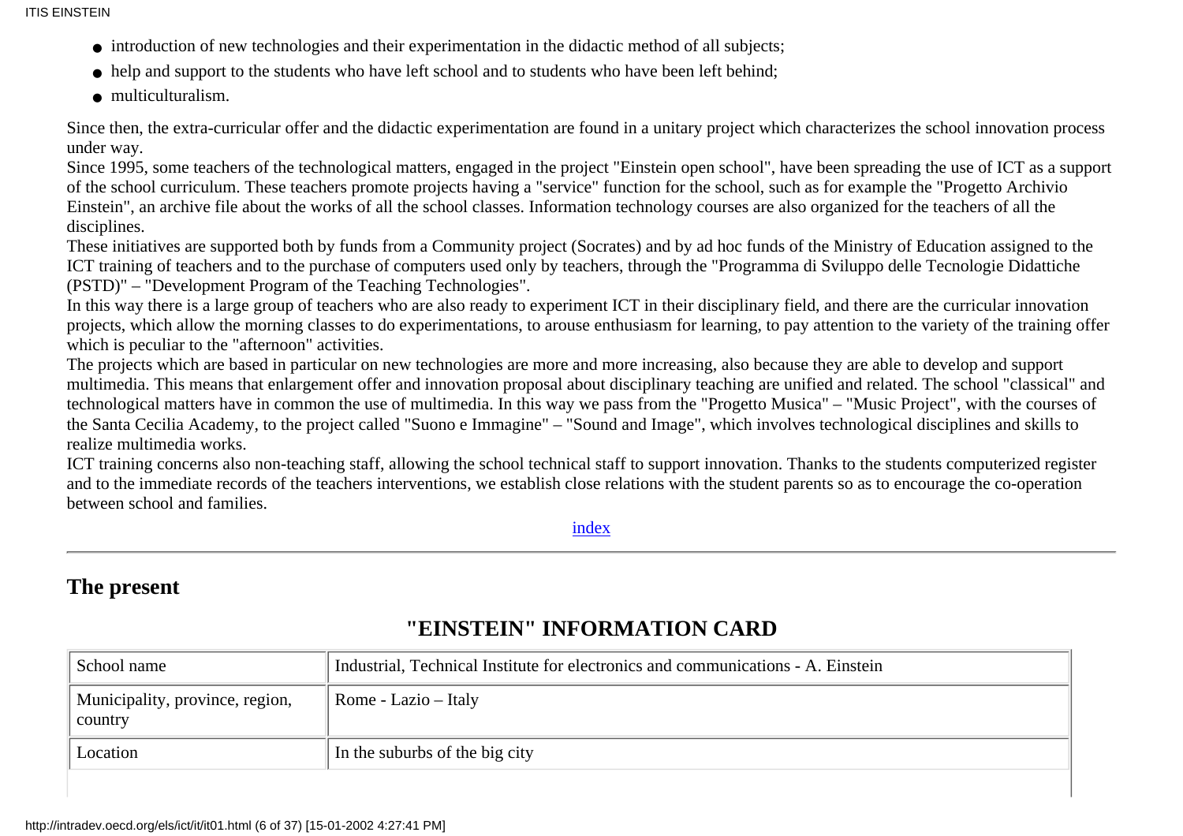- introduction of new technologies and their experimentation in the didactic method of all subjects;
- help and support to the students who have left school and to students who have been left behind;
- multiculturalism.

Since then, the extra-curricular offer and the didactic experimentation are found in a unitary project which characterizes the school innovation process under way.
Since 1995, some teachers of the technological matters, engaged in the project "Einstein open school", have been spreading the use of ICT as a support of the school curriculum. These teachers promote projects having a "service" function for the school, such as for example the "Progetto Archivio Einstein", an archive file about the works of all the school classes. Information technology courses are also organized for the teachers of all the disciplines.
These initiatives are supported both by funds from a Community project (Socrates) and by ad hoc funds of the Ministry of Education assigned to the ICT training of teachers and to the purchase of computers used only by teachers, through the "Programma di Sviluppo delle Tecnologie Didattiche (PSTD)" – "Development Program of the Teaching Technologies".
In this way there is a large group of teachers who are also ready to experiment ICT in their disciplinary field, and there are the curricular innovation projects, which allow the morning classes to do experimentations, to arouse enthusiasm for learning, to pay attention to the variety of the training offer which is peculiar to the "afternoon" activities.
The projects which are based in particular on new technologies are more and more increasing, also because they are able to develop and support multimedia. This means that enlargement offer and innovation proposal about disciplinary teaching are unified and related. The school "classical" and technological matters have in common the use of multimedia. In this way we pass from the "Progetto Musica" – "Music Project", with the courses of the Santa Cecilia Academy, to the project called "Suono e Immagine" – "Sound and Image", which involves technological disciplines and skills to realize multimedia works.
ICT training concerns also non-teaching staff, allowing the school technical staff to support innovation. Thanks to the students computerized register and to the immediate records of the teachers interventions, we establish close relations with the student parents so as to encourage the co-operation between school and families.

index

---

## The present

### "EINSTEIN" INFORMATION CARD

| School name | Industrial, Technical Institute for electronics and communications - A. Einstein |
| --- | --- |
| Municipality, province, region, country | Rome - Lazio – Italy |
| Location | In the suburbs of the big city |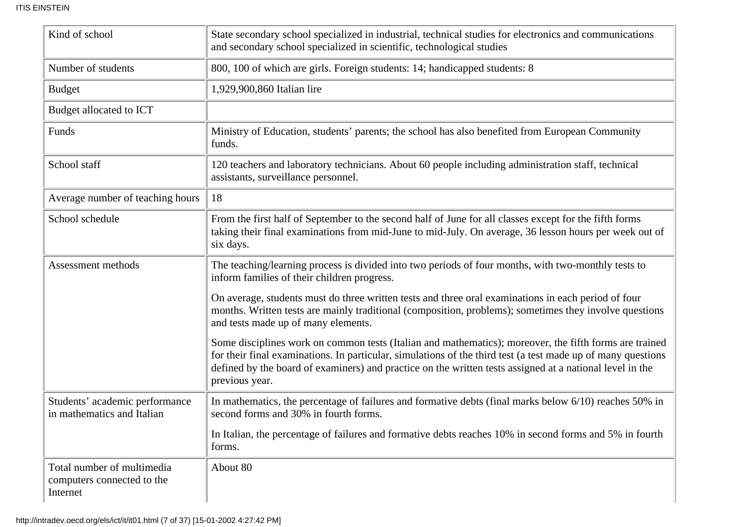| Kind of school | State secondary school specialized in industrial, technical studies for electronics and communications and secondary school specialized in scientific, technological studies |
|---|---|
| Number of students | 800, 100 of which are girls. Foreign students: 14; handicapped students: 8 |
| Budget | 1,929,900,860 Italian lire |
| Budget allocated to ICT | |
| Funds | Ministry of Education, students' parents; the school has also benefited from European Community funds. |
| School staff | 120 teachers and laboratory technicians. About 60 people including administration staff, technical assistants, surveillance personnel. |
| Average number of teaching hours | 18 |
| School schedule | From the first half of September to the second half of June for all classes except for the fifth forms taking their final examinations from mid-June to mid-July. On average, 36 lesson hours per week out of six days. |
| Assessment methods | The teaching/learning process is divided into two periods of four months, with two-monthly tests to inform families of their children progress.<br><br>On average, students must do three written tests and three oral examinations in each period of four months. Written tests are mainly traditional (composition, problems); sometimes they involve questions and tests made up of many elements.<br><br>Some disciplines work on common tests (Italian and mathematics); moreover, the fifth forms are trained for their final examinations. In particular, simulations of the third test (a test made up of many questions defined by the board of examiners) and practice on the written tests assigned at a national level in the previous year. |
| Students' academic performance in mathematics and Italian | In mathematics, the percentage of failures and formative debts (final marks below 6/10) reaches 50% in second forms and 30% in fourth forms.<br><br>In Italian, the percentage of failures and formative debts reaches 10% in second forms and 5% in fourth forms. |
| Total number of multimedia computers connected to the Internet | About 80 |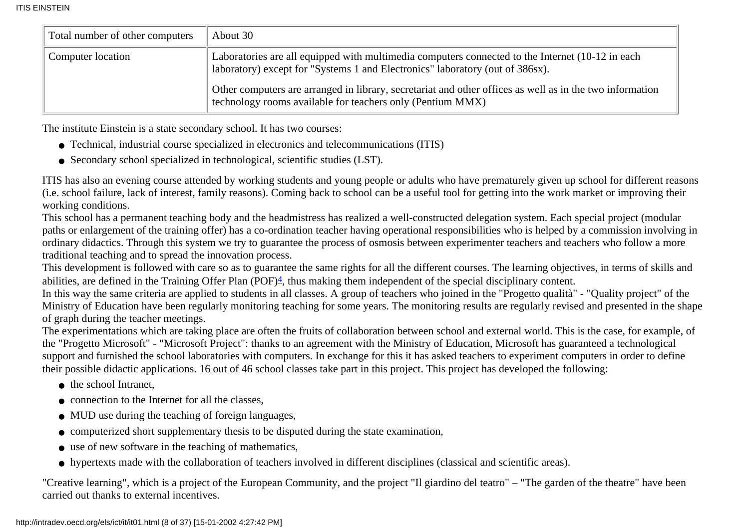| Total number of other computers | About 30 |
| --- | --- |
| Computer location | Laboratories are all equipped with multimedia computers connected to the Internet (10-12 in each laboratory) except for "Systems 1 and Electronics" laboratory (out of 386sx). Other computers are arranged in library, secretariat and other offices as well as in the two information technology rooms available for teachers only (Pentium MMX) |

The institute Einstein is a state secondary school. It has two courses:

- Technical, industrial course specialized in electronics and telecommunications (ITIS)
- Secondary school specialized in technological, scientific studies (LST).

ITIS has also an evening course attended by working students and young people or adults who have prematurely given up school for different reasons (i.e. school failure, lack of interest, family reasons). Coming back to school can be a useful tool for getting into the work market or improving their working conditions.
This school has a permanent teaching body and the headmistress has realized a well-constructed delegation system. Each special project (modular paths or enlargement of the training offer) has a co-ordination teacher having operational responsibilities who is helped by a commission involving in ordinary didactics. Through this system we try to guarantee the process of osmosis between experimenter teachers and teachers who follow a more traditional teaching and to spread the innovation process.
This development is followed with care so as to guarantee the same rights for all the different courses. The learning objectives, in terms of skills and abilities, are defined in the Training Offer Plan (POF)[4], thus making them independent of the special disciplinary content.
In this way the same criteria are applied to students in all classes. A group of teachers who joined in the "Progetto qualità" - "Quality project" of the Ministry of Education have been regularly monitoring teaching for some years. The monitoring results are regularly revised and presented in the shape of graph during the teacher meetings.
The experimentations which are taking place are often the fruits of collaboration between school and external world. This is the case, for example, of the "Progetto Microsoft" - "Microsoft Project": thanks to an agreement with the Ministry of Education, Microsoft has guaranteed a technological support and furnished the school laboratories with computers. In exchange for this it has asked teachers to experiment computers in order to define their possible didactic applications. 16 out of 46 school classes take part in this project. This project has developed the following:

- the school Intranet,
- connection to the Internet for all the classes,
- MUD use during the teaching of foreign languages,
- computerized short supplementary thesis to be disputed during the state examination,
- use of new software in the teaching of mathematics,
- hypertexts made with the collaboration of teachers involved in different disciplines (classical and scientific areas).

"Creative learning", which is a project of the European Community, and the project "Il giardino del teatro" – "The garden of the theatre" have been carried out thanks to external incentives.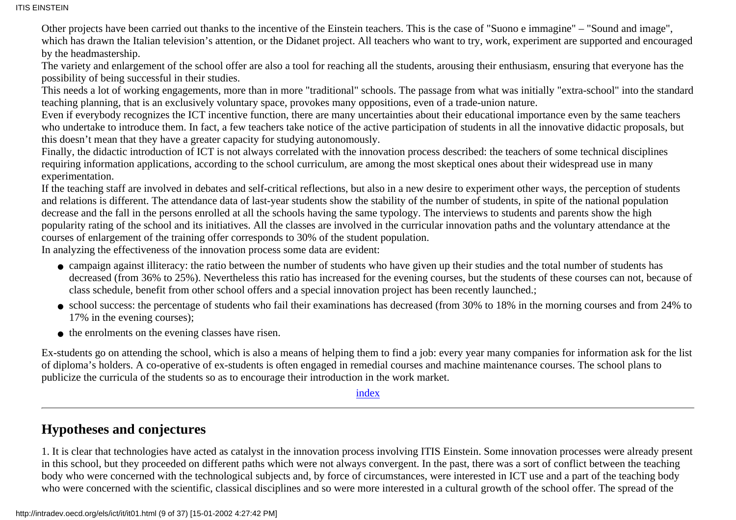Other projects have been carried out thanks to the incentive of the Einstein teachers. This is the case of "Suono e immagine" – "Sound and image", which has drawn the Italian television's attention, or the Didanet project. All teachers who want to try, work, experiment are supported and encouraged by the headmastership.

The variety and enlargement of the school offer are also a tool for reaching all the students, arousing their enthusiasm, ensuring that everyone has the possibility of being successful in their studies.

This needs a lot of working engagements, more than in more "traditional" schools. The passage from what was initially "extra-school" into the standard teaching planning, that is an exclusively voluntary space, provokes many oppositions, even of a trade-union nature.

Even if everybody recognizes the ICT incentive function, there are many uncertainties about their educational importance even by the same teachers who undertake to introduce them. In fact, a few teachers take notice of the active participation of students in all the innovative didactic proposals, but this doesn't mean that they have a greater capacity for studying autonomously.

Finally, the didactic introduction of ICT is not always correlated with the innovation process described: the teachers of some technical disciplines requiring information applications, according to the school curriculum, are among the most skeptical ones about their widespread use in many experimentation.

If the teaching staff are involved in debates and self-critical reflections, but also in a new desire to experiment other ways, the perception of students and relations is different. The attendance data of last-year students show the stability of the number of students, in spite of the national population decrease and the fall in the persons enrolled at all the schools having the same typology. The interviews to students and parents show the high popularity rating of the school and its initiatives. All the classes are involved in the curricular innovation paths and the voluntary attendance at the courses of enlargement of the training offer corresponds to 30% of the student population.

In analyzing the effectiveness of the innovation process some data are evident:

- campaign against illiteracy: the ratio between the number of students who have given up their studies and the total number of students has decreased (from 36% to 25%). Nevertheless this ratio has increased for the evening courses, but the students of these courses can not, because of class schedule, benefit from other school offers and a special innovation project has been recently launched.;
- school success: the percentage of students who fail their examinations has decreased (from 30% to 18% in the morning courses and from 24% to 17% in the evening courses);
- the enrolments on the evening classes have risen.

Ex-students go on attending the school, which is also a means of helping them to find a job: every year many companies for information ask for the list of diploma's holders. A co-operative of ex-students is often engaged in remedial courses and machine maintenance courses. The school plans to publicize the curricula of the students so as to encourage their introduction in the work market.

index

---

## Hypotheses and conjectures

1. It is clear that technologies have acted as catalyst in the innovation process involving ITIS Einstein. Some innovation processes were already present in this school, but they proceeded on different paths which were not always convergent. In the past, there was a sort of conflict between the teaching body who were concerned with the technological subjects and, by force of circumstances, were interested in ICT use and a part of the teaching body who were concerned with the scientific, classical disciplines and so were more interested in a cultural growth of the school offer. The spread of the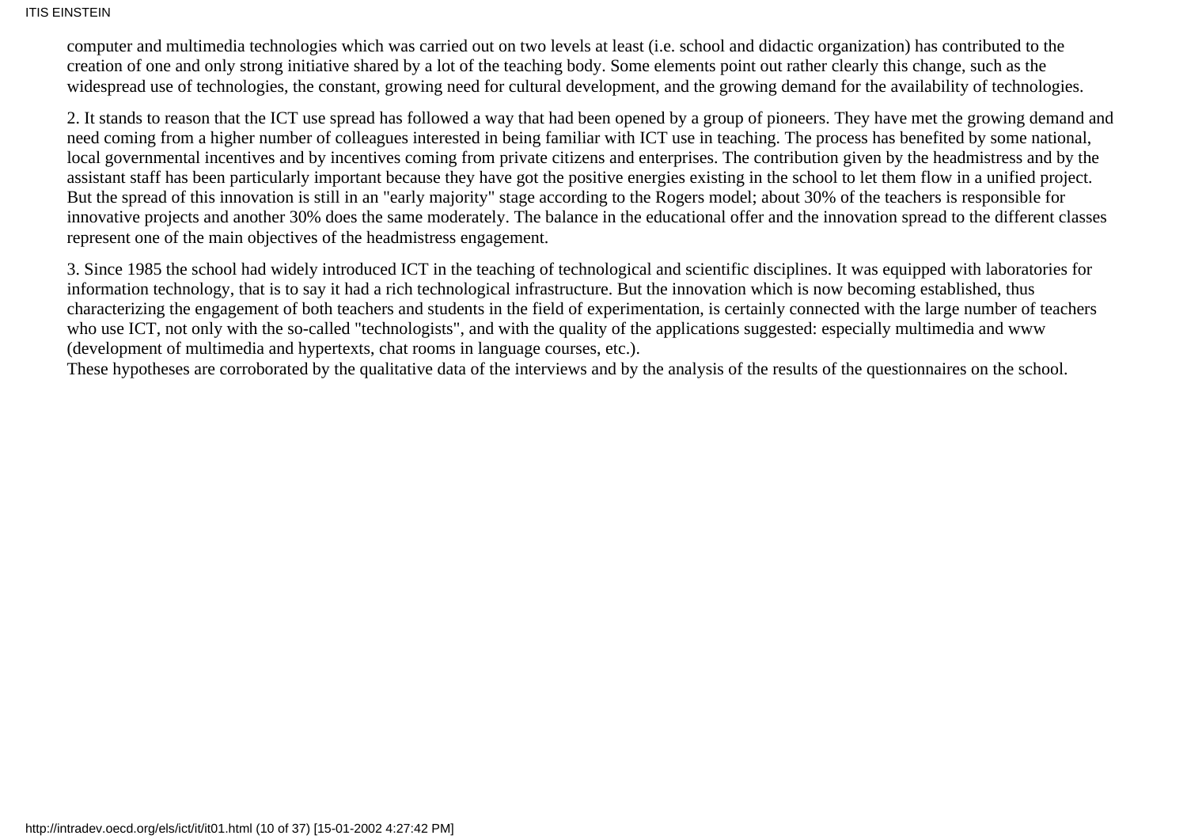computer and multimedia technologies which was carried out on two levels at least (i.e. school and didactic organization) has contributed to the creation of one and only strong initiative shared by a lot of the teaching body. Some elements point out rather clearly this change, such as the widespread use of technologies, the constant, growing need for cultural development, and the growing demand for the availability of technologies.

2. It stands to reason that the ICT use spread has followed a way that had been opened by a group of pioneers. They have met the growing demand and need coming from a higher number of colleagues interested in being familiar with ICT use in teaching. The process has benefited by some national, local governmental incentives and by incentives coming from private citizens and enterprises. The contribution given by the headmistress and by the assistant staff has been particularly important because they have got the positive energies existing in the school to let them flow in a unified project. But the spread of this innovation is still in an "early majority" stage according to the Rogers model; about 30% of the teachers is responsible for innovative projects and another 30% does the same moderately. The balance in the educational offer and the innovation spread to the different classes represent one of the main objectives of the headmistress engagement.

3. Since 1985 the school had widely introduced ICT in the teaching of technological and scientific disciplines. It was equipped with laboratories for information technology, that is to say it had a rich technological infrastructure. But the innovation which is now becoming established, thus characterizing the engagement of both teachers and students in the field of experimentation, is certainly connected with the large number of teachers who use ICT, not only with the so-called "technologists", and with the quality of the applications suggested: especially multimedia and www (development of multimedia and hypertexts, chat rooms in language courses, etc.).

These hypotheses are corroborated by the qualitative data of the interviews and by the analysis of the results of the questionnaires on the school.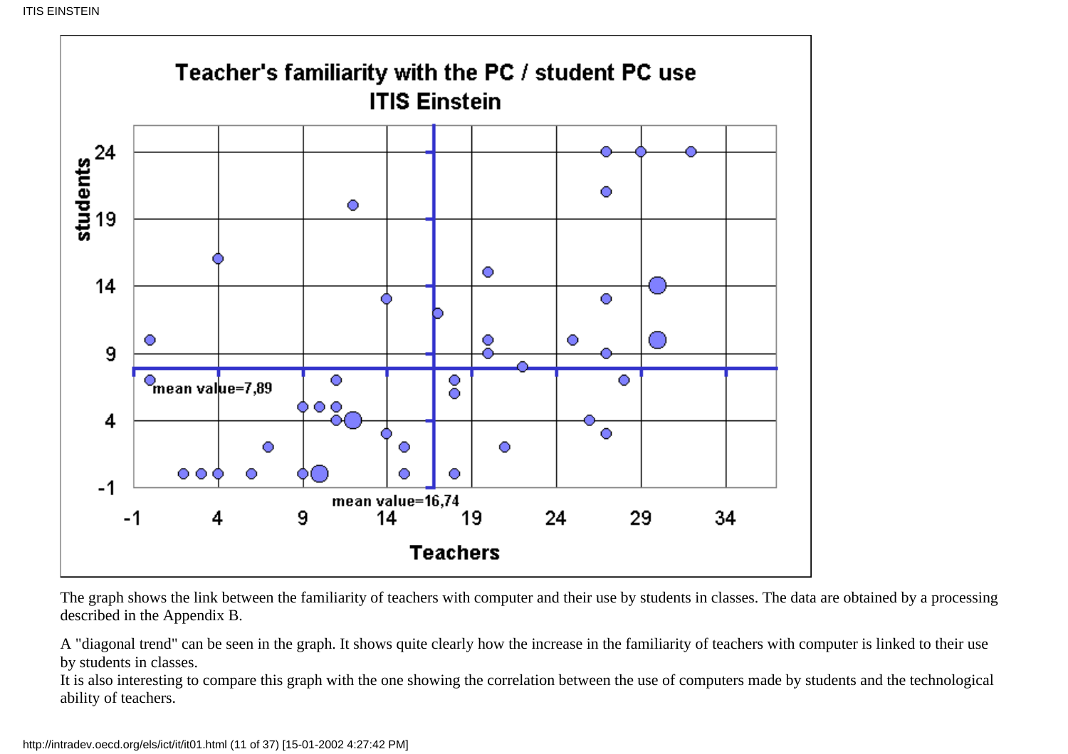Teacher's familiarity with the PC / student PC use
ITIS Einstein

The graph shows the link between the familiarity of teachers with computer and their use by students in classes. The data are obtained by a processing described in the Appendix B.

A "diagonal trend" can be seen in the graph. It shows quite clearly how the increase in the familiarity of teachers with computer is linked to their use by students in classes.
It is also interesting to compare this graph with the one showing the correlation between the use of computers made by students and the technological ability of teachers.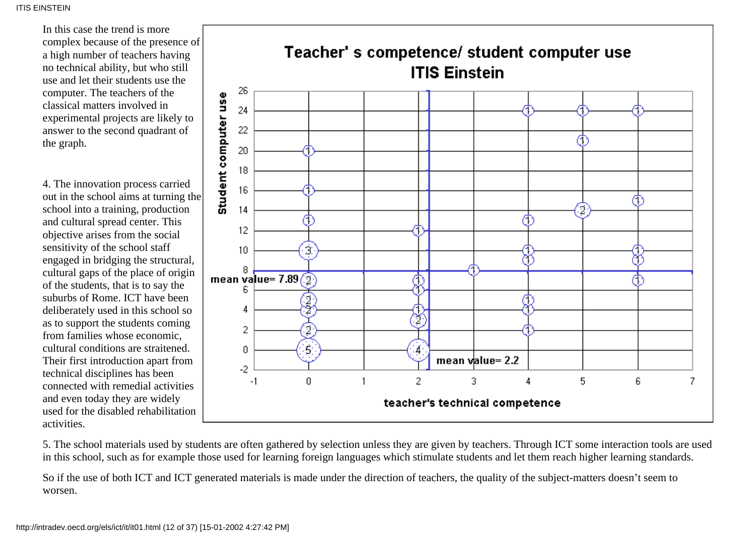In this case the trend is more complex because of the presence of a high number of teachers having no technical ability, but who still use and let their students use the computer. The teachers of the classical matters involved in experimental projects are likely to answer to the second quadrant of the graph.

4. The innovation process carried out in the school aims at turning the school into a training, production and cultural spread center. This objective arises from the social sensitivity of the school staff engaged in bridging the structural, cultural gaps of the place of origin of the students, that is to say the suburbs of Rome. ICT have been deliberately used in this school so as to support the students coming from families whose economic, cultural conditions are straitened. Their first introduction apart from technical disciplines has been connected with remedial activities and even today they are widely used for the disabled rehabilitation activities.

5. The school materials used by students are often gathered by selection unless they are given by teachers. Through ICT some interaction tools are used in this school, such as for example those used for learning foreign languages which stimulate students and let them reach higher learning standards.

So if the use of both ICT and ICT generated materials is made under the direction of teachers, the quality of the subject-matters doesn't seem to worsen.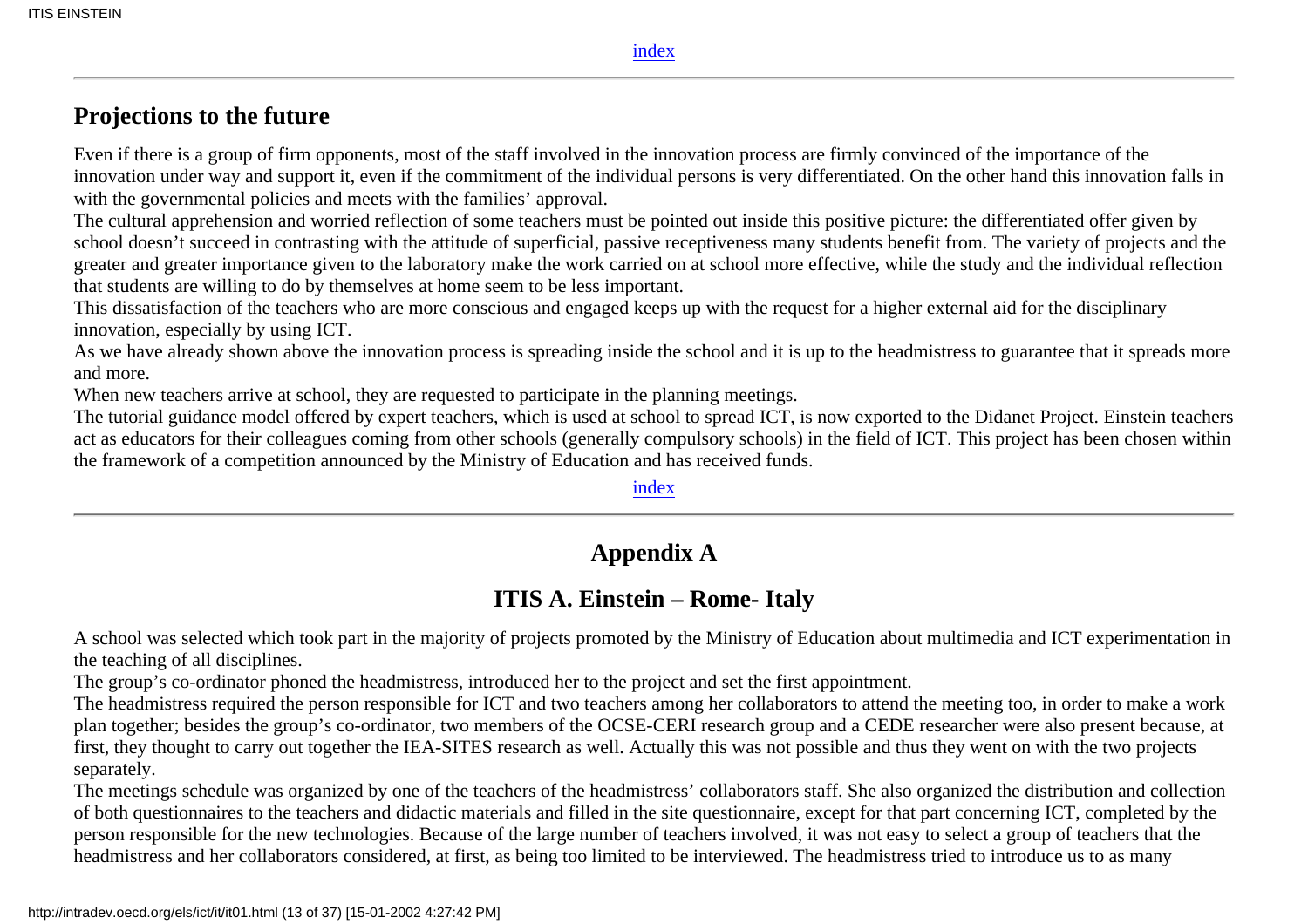index

## Projections to the future

Even if there is a group of firm opponents, most of the staff involved in the innovation process are firmly convinced of the importance of the innovation under way and support it, even if the commitment of the individual persons is very differentiated. On the other hand this innovation falls in with the governmental policies and meets with the families' approval.

The cultural apprehension and worried reflection of some teachers must be pointed out inside this positive picture: the differentiated offer given by school doesn't succeed in contrasting with the attitude of superficial, passive receptiveness many students benefit from. The variety of projects and the greater and greater importance given to the laboratory make the work carried on at school more effective, while the study and the individual reflection that students are willing to do by themselves at home seem to be less important.

This dissatisfaction of the teachers who are more conscious and engaged keeps up with the request for a higher external aid for the disciplinary innovation, especially by using ICT.

As we have already shown above the innovation process is spreading inside the school and it is up to the headmistress to guarantee that it spreads more and more.

When new teachers arrive at school, they are requested to participate in the planning meetings.

The tutorial guidance model offered by expert teachers, which is used at school to spread ICT, is now exported to the Didanet Project. Einstein teachers act as educators for their colleagues coming from other schools (generally compulsory schools) in the field of ICT. This project has been chosen within the framework of a competition announced by the Ministry of Education and has received funds.

index

## Appendix A

## ITIS A. Einstein – Rome- Italy

A school was selected which took part in the majority of projects promoted by the Ministry of Education about multimedia and ICT experimentation in the teaching of all disciplines.

The group's co-ordinator phoned the headmistress, introduced her to the project and set the first appointment.

The headmistress required the person responsible for ICT and two teachers among her collaborators to attend the meeting too, in order to make a work plan together; besides the group's co-ordinator, two members of the OCSE-CERI research group and a CEDE researcher were also present because, at first, they thought to carry out together the IEA-SITES research as well. Actually this was not possible and thus they went on with the two projects separately.

The meetings schedule was organized by one of the teachers of the headmistress' collaborators staff. She also organized the distribution and collection of both questionnaires to the teachers and didactic materials and filled in the site questionnaire, except for that part concerning ICT, completed by the person responsible for the new technologies. Because of the large number of teachers involved, it was not easy to select a group of teachers that the headmistress and her collaborators considered, at first, as being too limited to be interviewed. The headmistress tried to introduce us to as many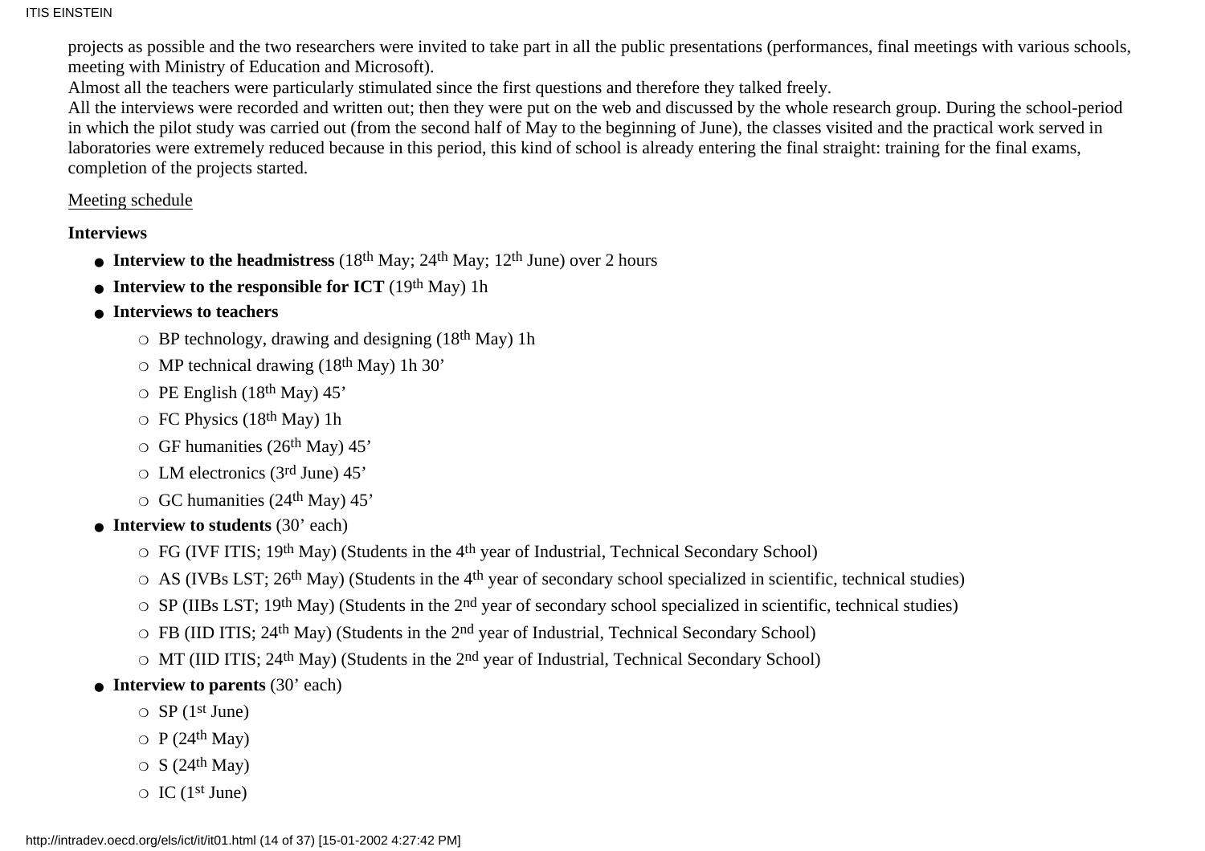projects as possible and the two researchers were invited to take part in all the public presentations (performances, final meetings with various schools, meeting with Ministry of Education and Microsoft).

Almost all the teachers were particularly stimulated since the first questions and therefore they talked freely.

All the interviews were recorded and written out; then they were put on the web and discussed by the whole research group. During the school-period in which the pilot study was carried out (from the second half of May to the beginning of June), the classes visited and the practical work served in laboratories were extremely reduced because in this period, this kind of school is already entering the final straight: training for the final exams, completion of the projects started.

Meeting schedule

**Interviews**

- **Interview to the headmistress** (18th May; 24th May; 12th June) over 2 hours
- **Interview to the responsible for ICT** (19th May) 1h
- **Interviews to teachers**
  - BP technology, drawing and designing (18th May) 1h
  - MP technical drawing (18th May) 1h 30'
  - PE English (18th May) 45'
  - FC Physics (18th May) 1h
  - GF humanities (26th May) 45'
  - LM electronics (3rd June) 45'
  - GC humanities (24th May) 45'
- **Interview to students** (30' each)
  - FG (IVF ITIS; 19th May) (Students in the 4th year of Industrial, Technical Secondary School)
  - AS (IVBs LST; 26th May) (Students in the 4th year of secondary school specialized in scientific, technical studies)
  - SP (IIBs LST; 19th May) (Students in the 2nd year of secondary school specialized in scientific, technical studies)
  - FB (IID ITIS; 24th May) (Students in the 2nd year of Industrial, Technical Secondary School)
  - MT (IID ITIS; 24th May) (Students in the 2nd year of Industrial, Technical Secondary School)
- **Interview to parents** (30' each)
  - SP (1st June)
  - P (24th May)
  - S (24th May)
  - IC (1st June)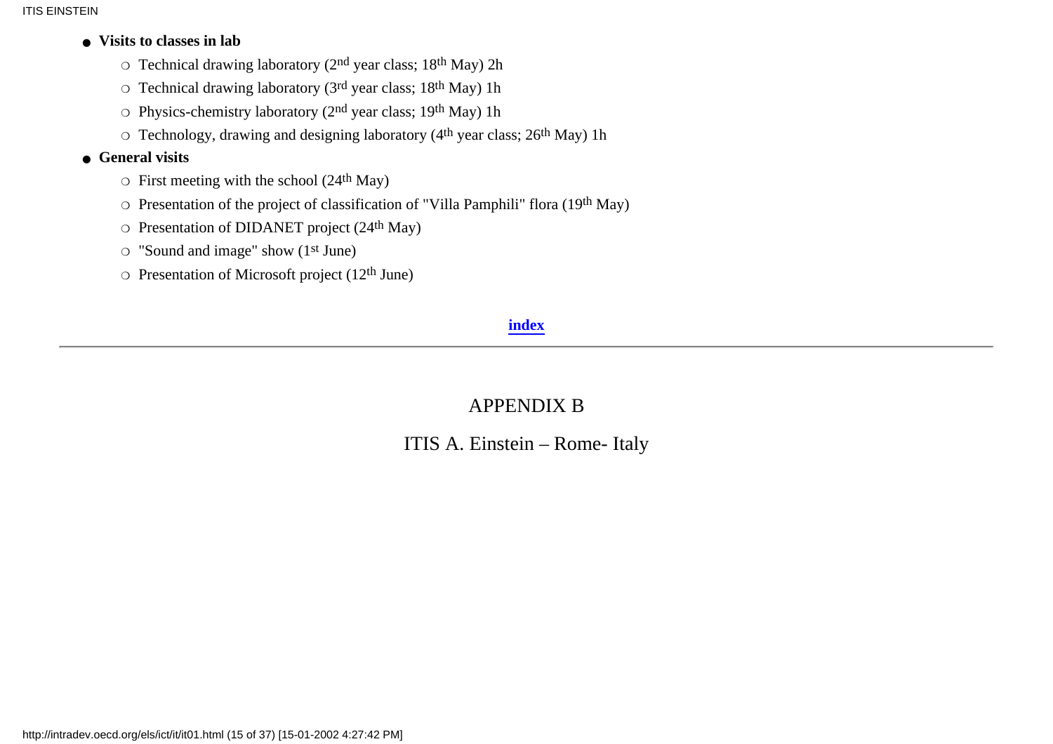- **Visits to classes in lab**
  - Technical drawing laboratory (2nd year class; 18th May) 2h
  - Technical drawing laboratory (3rd year class; 18th May) 1h
  - Physics-chemistry laboratory (2nd year class; 19th May) 1h
  - Technology, drawing and designing laboratory (4th year class; 26th May) 1h
- **General visits**
  - First meeting with the school (24th May)
  - Presentation of the project of classification of "Villa Pamphili" flora (19th May)
  - Presentation of DIDANET project (24th May)
  - "Sound and image" show (1st June)
  - Presentation of Microsoft project (12th June)

**index**

---

## APPENDIX B

## ITIS A. Einstein – Rome- Italy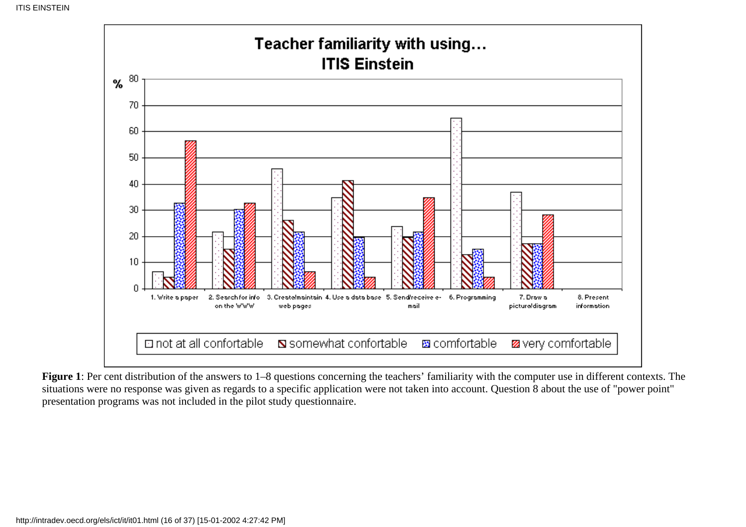**Figure 1**: Per cent distribution of the answers to 1–8 questions concerning the teachers' familiarity with the computer use in different contexts. The situations were no response was given as regards to a specific application were not taken into account. Question 8 about the use of "power point" presentation programs was not included in the pilot study questionnaire.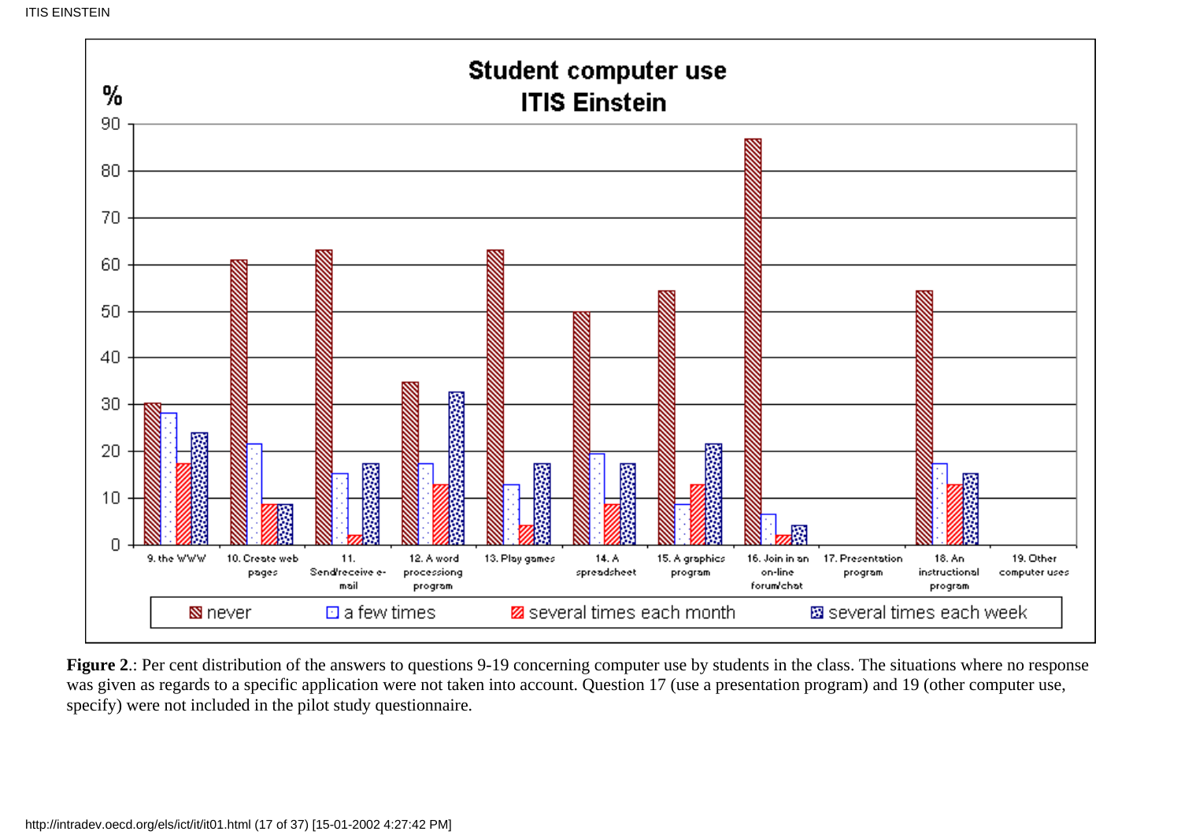**Student computer use**
**ITIS Einstein**

| Question | never (%) | a few times (%) | several times each month (%) | several times each week (%) |
|---|---|---|---|---|
| 9. the WWW | ~30 | ~28 | ~17 | ~24 |
| 10. Create web pages | ~61 | ~22 | ~9 | ~9 |
| 11. Send/receive e-mail | ~63 | ~15 | ~2 | ~17 |
| 12. A word processiong program | ~35 | ~17 | ~13 | ~33 |
| 13. Play games | ~63 | ~13 | ~4 | ~17 |
| 14. A spreadsheet | ~50 | ~20 | ~9 | ~17 |
| 15. A graphics program | ~54 | ~9 | ~13 | ~22 |
| 16. Join in an on-line forum/chat | ~87 | ~7 | ~2 | ~4 |
| 17. Presentation program | | | | |
| 18. An instructional program | ~54 | ~17 | ~13 | ~15 |
| 19. Other computer uses | | | | |

**Figure 2**.: Per cent distribution of the answers to questions 9-19 concerning computer use by students in the class. The situations where no response was given as regards to a specific application were not taken into account. Question 17 (use a presentation program) and 19 (other computer use, specify) were not included in the pilot study questionnaire.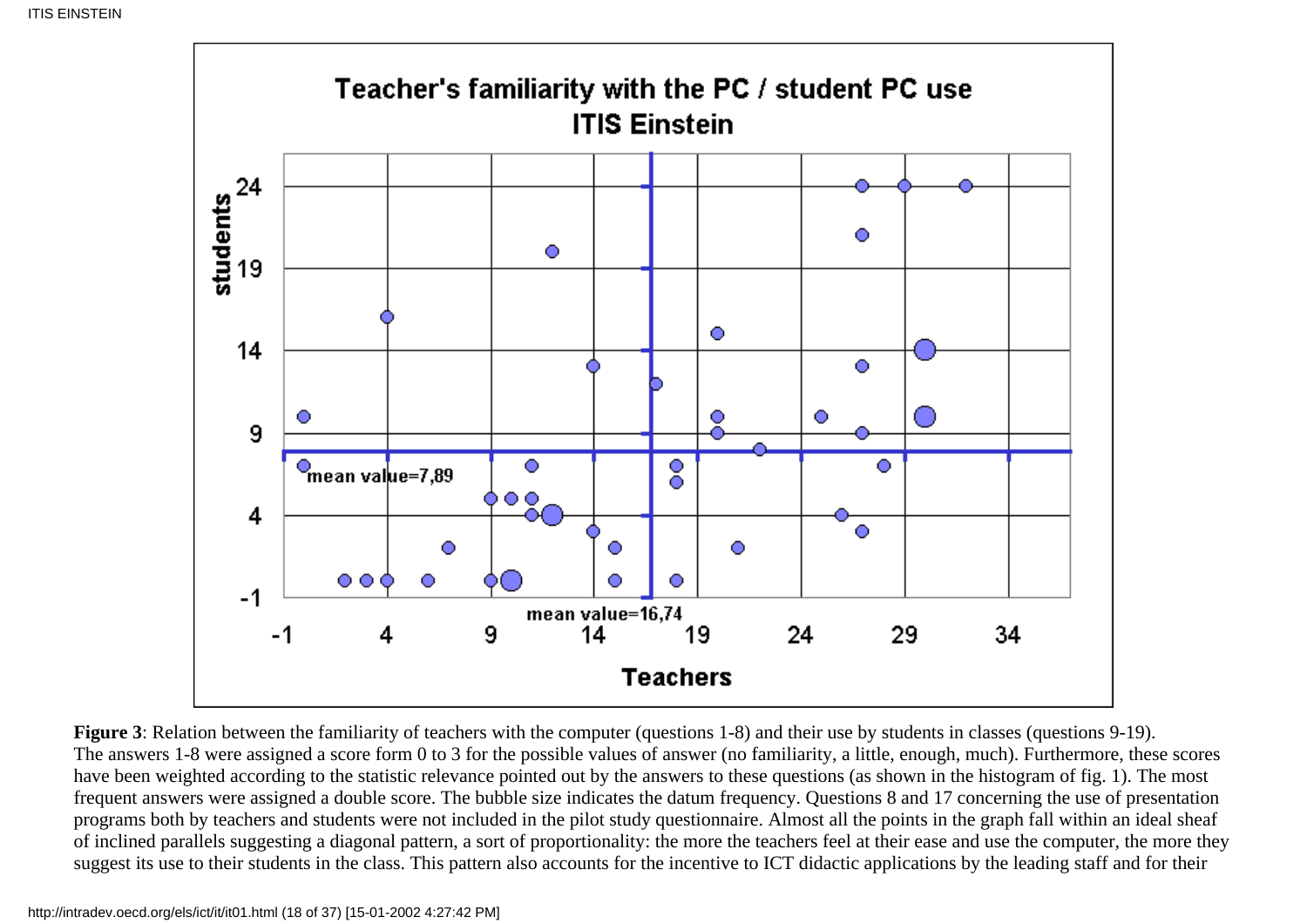**Figure 3**: Relation between the familiarity of teachers with the computer (questions 1-8) and their use by students in classes (questions 9-19).
The answers 1-8 were assigned a score form 0 to 3 for the possible values of answer (no familiarity, a little, enough, much). Furthermore, these scores have been weighted according to the statistic relevance pointed out by the answers to these questions (as shown in the histogram of fig. 1). The most frequent answers were assigned a double score. The bubble size indicates the datum frequency. Questions 8 and 17 concerning the use of presentation programs both by teachers and students were not included in the pilot study questionnaire. Almost all the points in the graph fall within an ideal sheaf of inclined parallels suggesting a diagonal pattern, a sort of proportionality: the more the teachers feel at their ease and use the computer, the more they suggest its use to their students in the class. This pattern also accounts for the incentive to ICT didactic applications by the leading staff and for their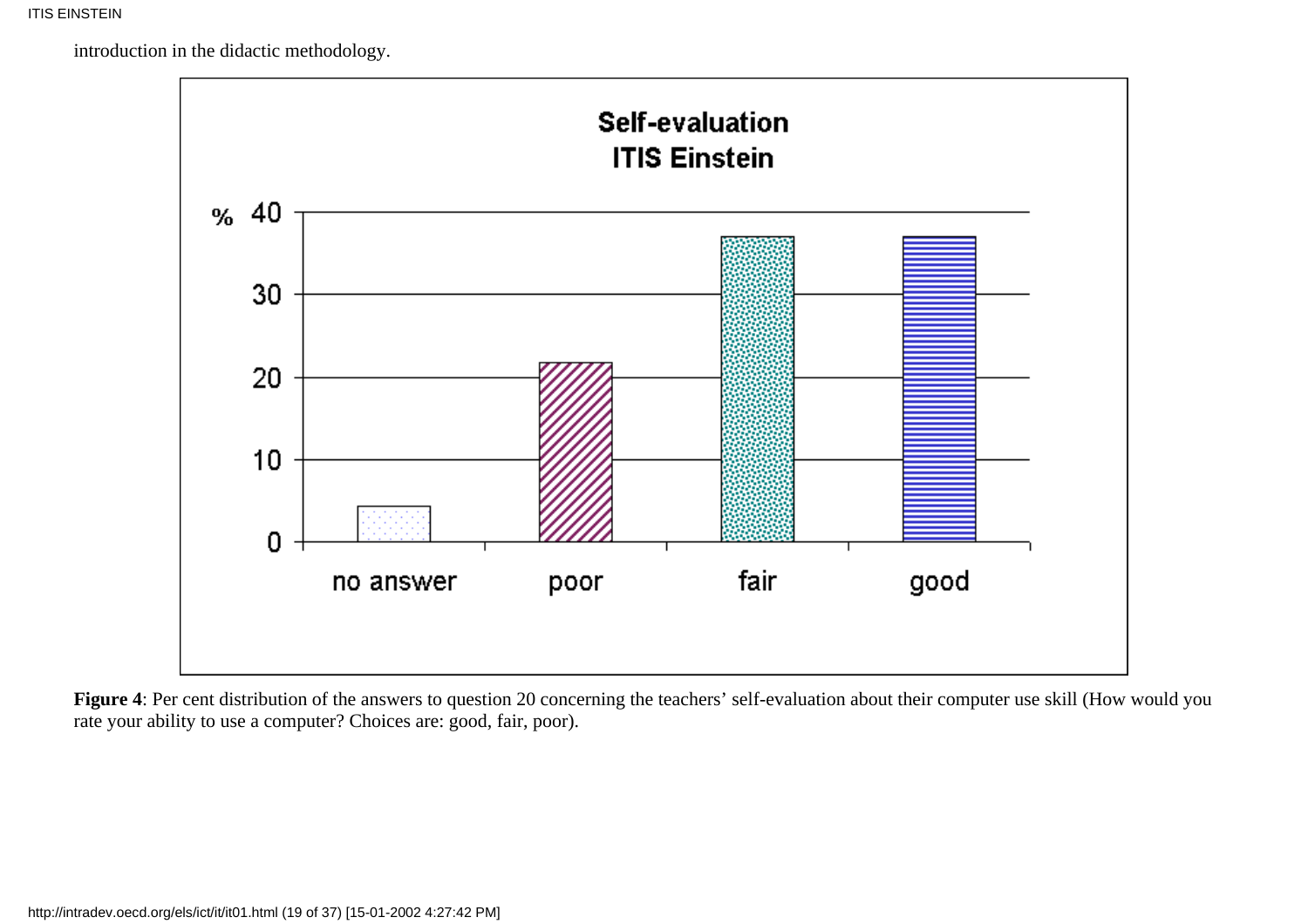introduction in the didactic methodology.

**Figure 4**: Per cent distribution of the answers to question 20 concerning the teachers' self-evaluation about their computer use skill (How would you rate your ability to use a computer? Choices are: good, fair, poor).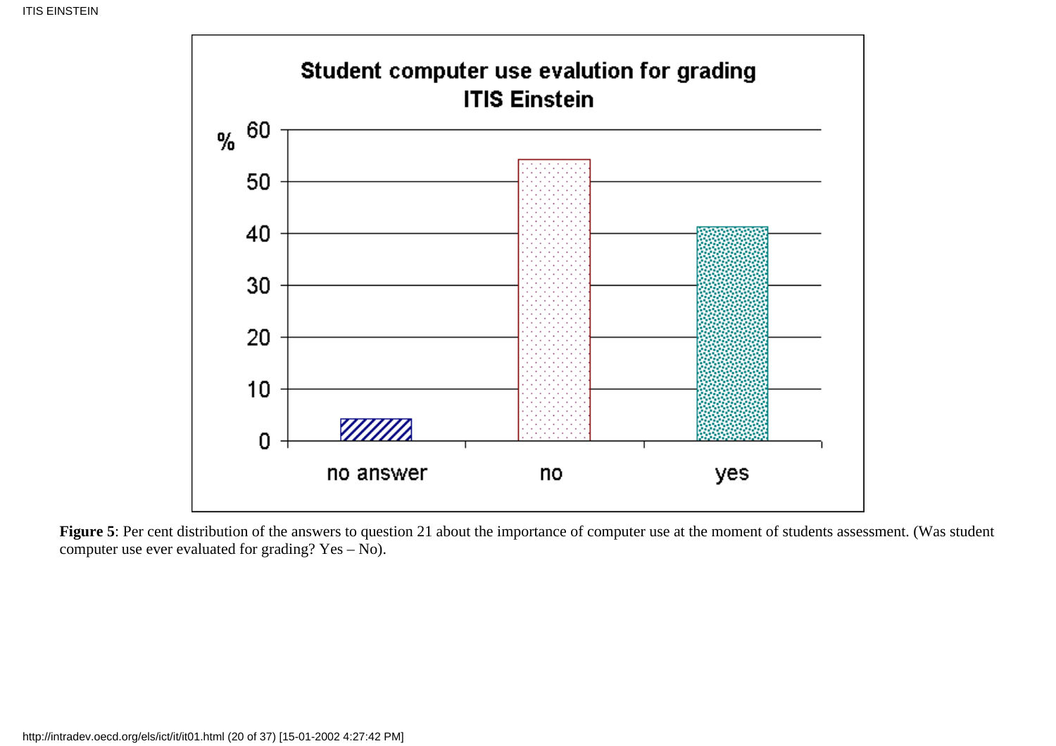**Figure 5**: Per cent distribution of the answers to question 21 about the importance of computer use at the moment of students assessment. (Was student computer use ever evaluated for grading? Yes – No).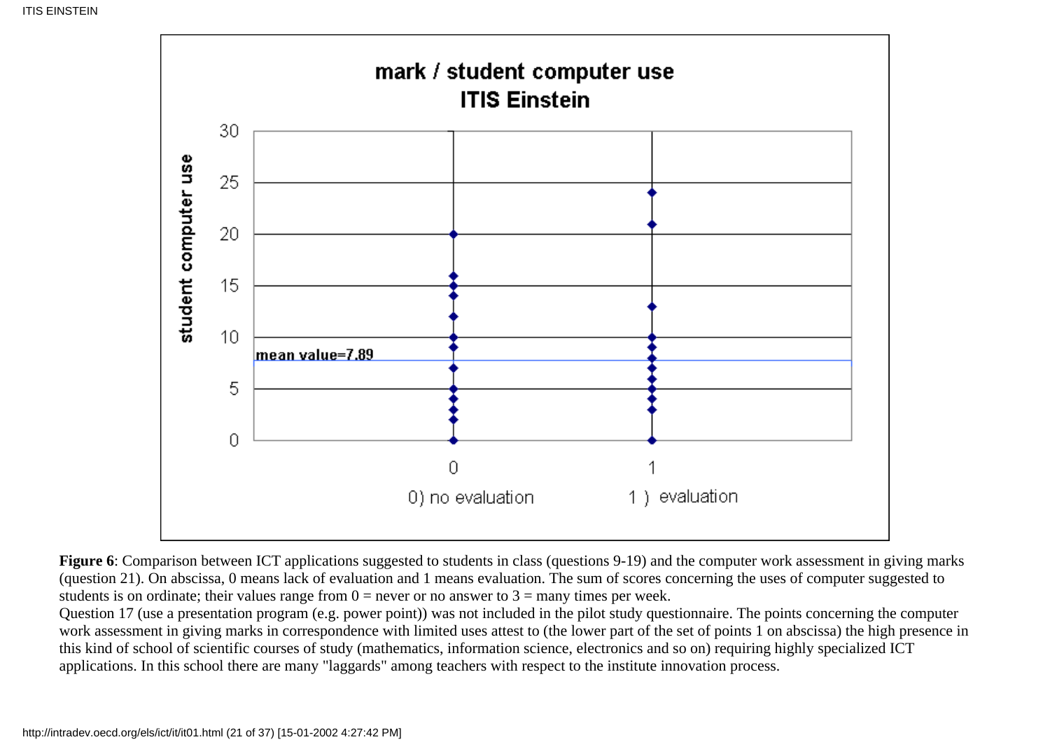**Figure 6**: Comparison between ICT applications suggested to students in class (questions 9-19) and the computer work assessment in giving marks (question 21). On abscissa, 0 means lack of evaluation and 1 means evaluation. The sum of scores concerning the uses of computer suggested to students is on ordinate; their values range from 0 = never or no answer to 3 = many times per week.

Question 17 (use a presentation program (e.g. power point)) was not included in the pilot study questionnaire. The points concerning the computer work assessment in giving marks in correspondence with limited uses attest to (the lower part of the set of points 1 on abscissa) the high presence in this kind of school of scientific courses of study (mathematics, information science, electronics and so on) requiring highly specialized ICT applications. In this school there are many "laggards" among teachers with respect to the institute innovation process.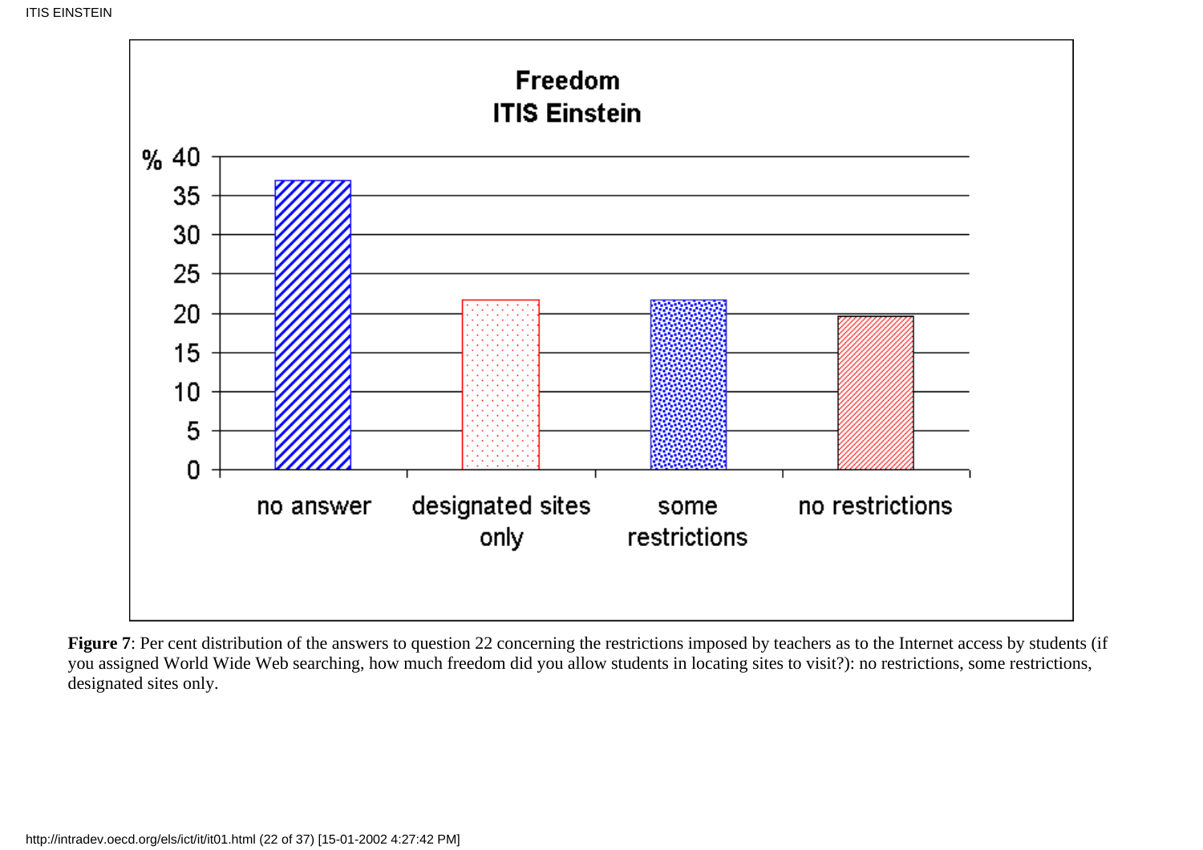**Freedom**
**ITIS Einstein**

| | no answer | designated sites only | some restrictions | no restrictions |
|---|---|---|---|---|
| % | ~37 | ~21.5 | ~21.5 | ~19.5 |

**Figure 7**: Per cent distribution of the answers to question 22 concerning the restrictions imposed by teachers as to the Internet access by students (if you assigned World Wide Web searching, how much freedom did you allow students in locating sites to visit?): no restrictions, some restrictions, designated sites only.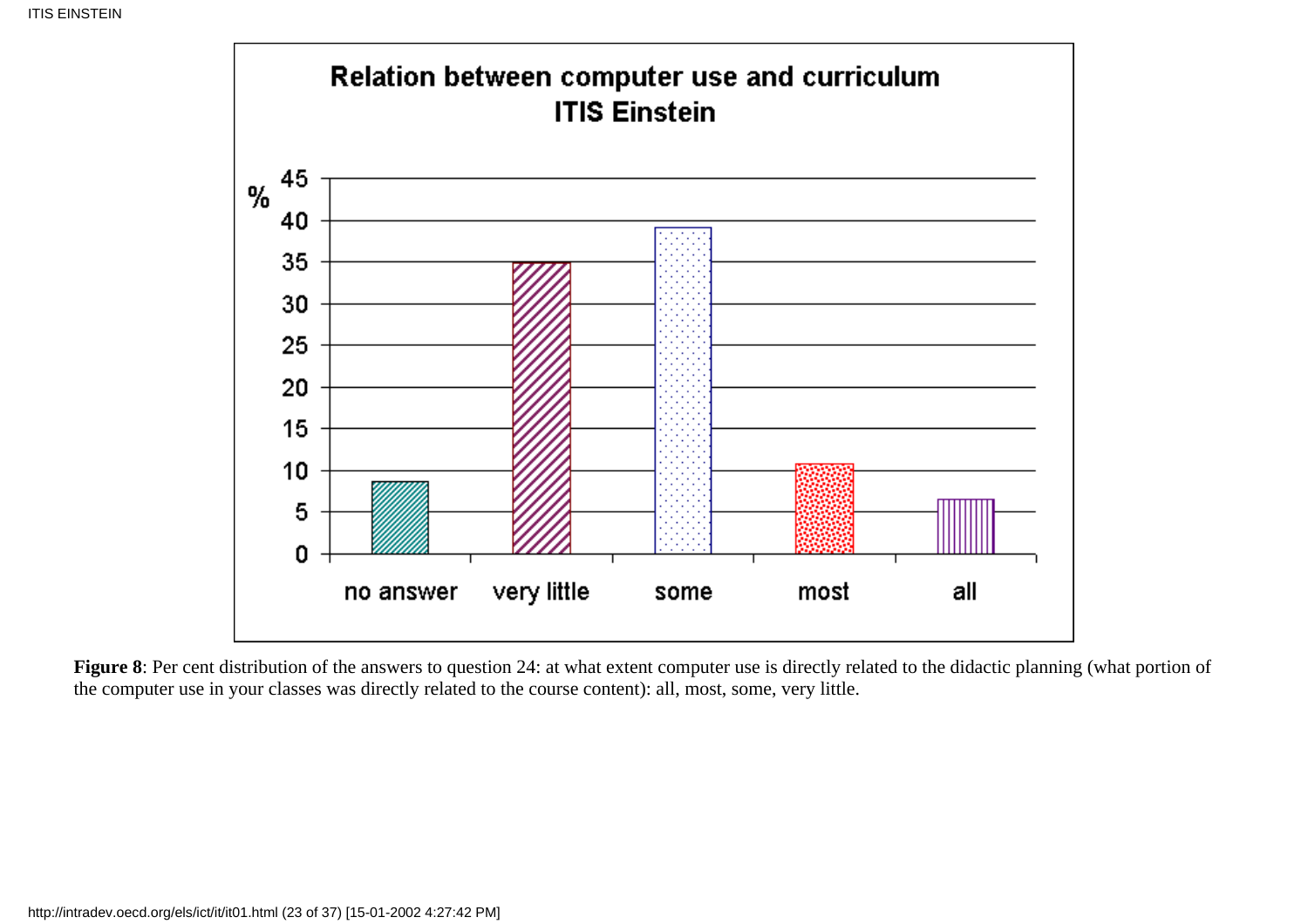**Figure 8**: Per cent distribution of the answers to question 24: at what extent computer use is directly related to the didactic planning (what portion of the computer use in your classes was directly related to the course content): all, most, some, very little.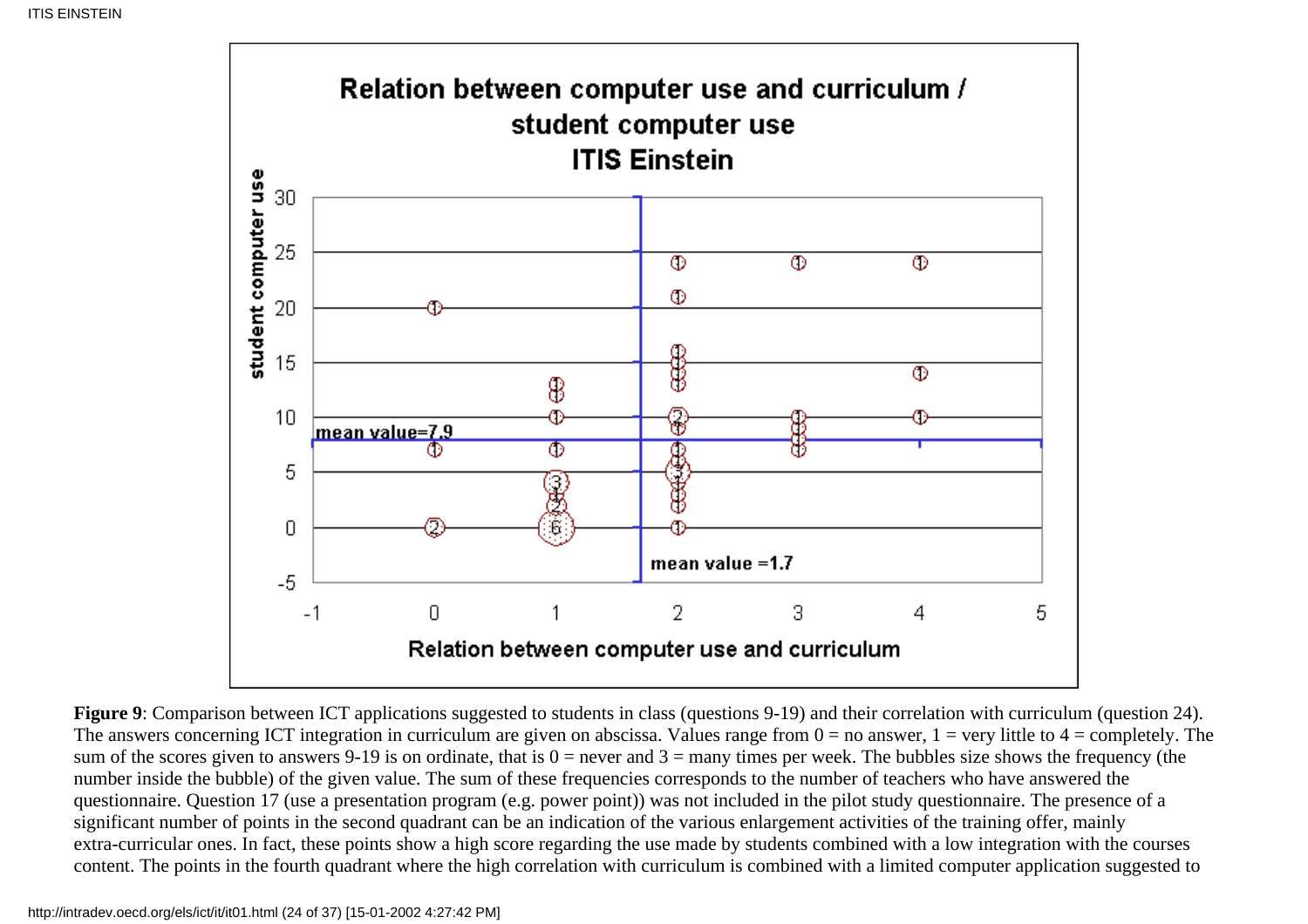**Figure 9**: Comparison between ICT applications suggested to students in class (questions 9-19) and their correlation with curriculum (question 24). The answers concerning ICT integration in curriculum are given on abscissa. Values range from 0 = no answer, 1 = very little to 4 = completely. The sum of the scores given to answers 9-19 is on ordinate, that is 0 = never and 3 = many times per week. The bubbles size shows the frequency (the number inside the bubble) of the given value. The sum of these frequencies corresponds to the number of teachers who have answered the questionnaire. Question 17 (use a presentation program (e.g. power point)) was not included in the pilot study questionnaire. The presence of a significant number of points in the second quadrant can be an indication of the various enlargement activities of the training offer, mainly extra-curricular ones. In fact, these points show a high score regarding the use made by students combined with a low integration with the courses content. The points in the fourth quadrant where the high correlation with curriculum is combined with a limited computer application suggested to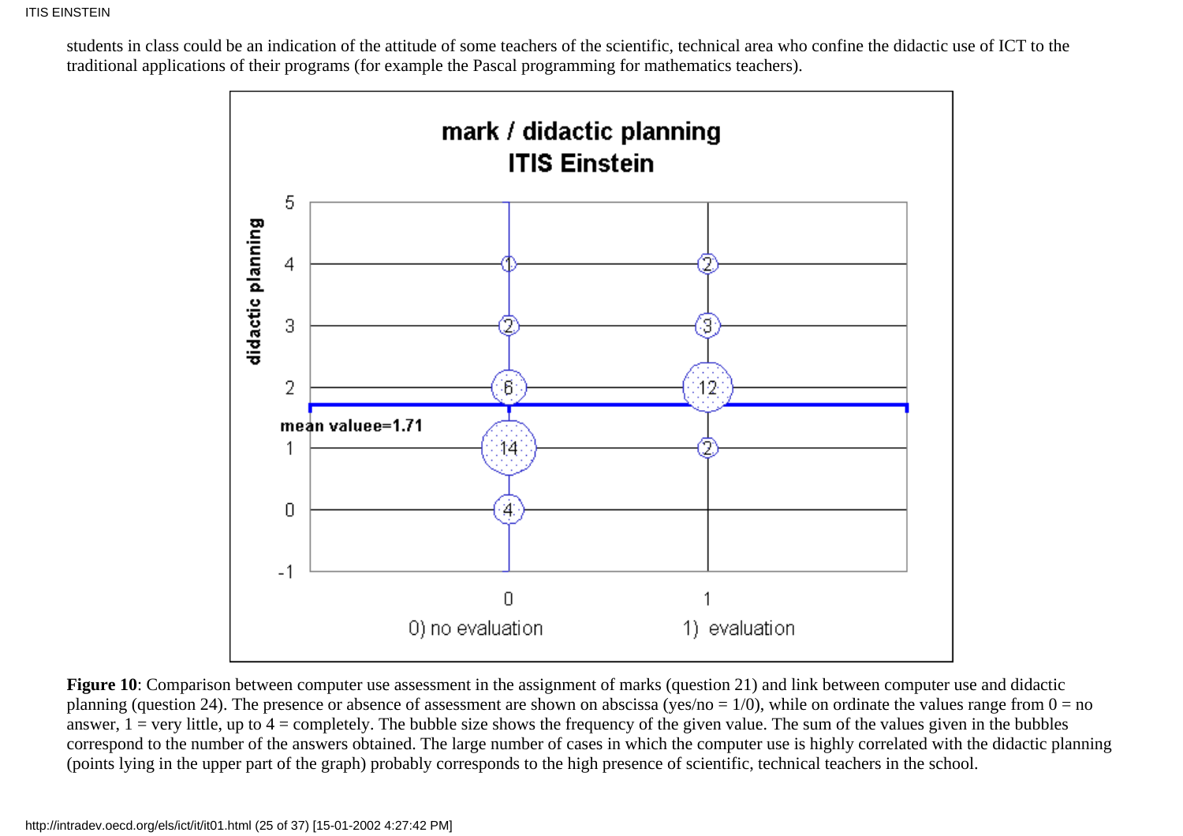students in class could be an indication of the attitude of some teachers of the scientific, technical area who confine the didactic use of ICT to the traditional applications of their programs (for example the Pascal programming for mathematics teachers).

**Figure 10**: Comparison between computer use assessment in the assignment of marks (question 21) and link between computer use and didactic planning (question 24). The presence or absence of assessment are shown on abscissa (yes/no = 1/0), while on ordinate the values range from 0 = no answer, 1 = very little, up to 4 = completely. The bubble size shows the frequency of the given value. The sum of the values given in the bubbles correspond to the number of the answers obtained. The large number of cases in which the computer use is highly correlated with the didactic planning (points lying in the upper part of the graph) probably corresponds to the high presence of scientific, technical teachers in the school.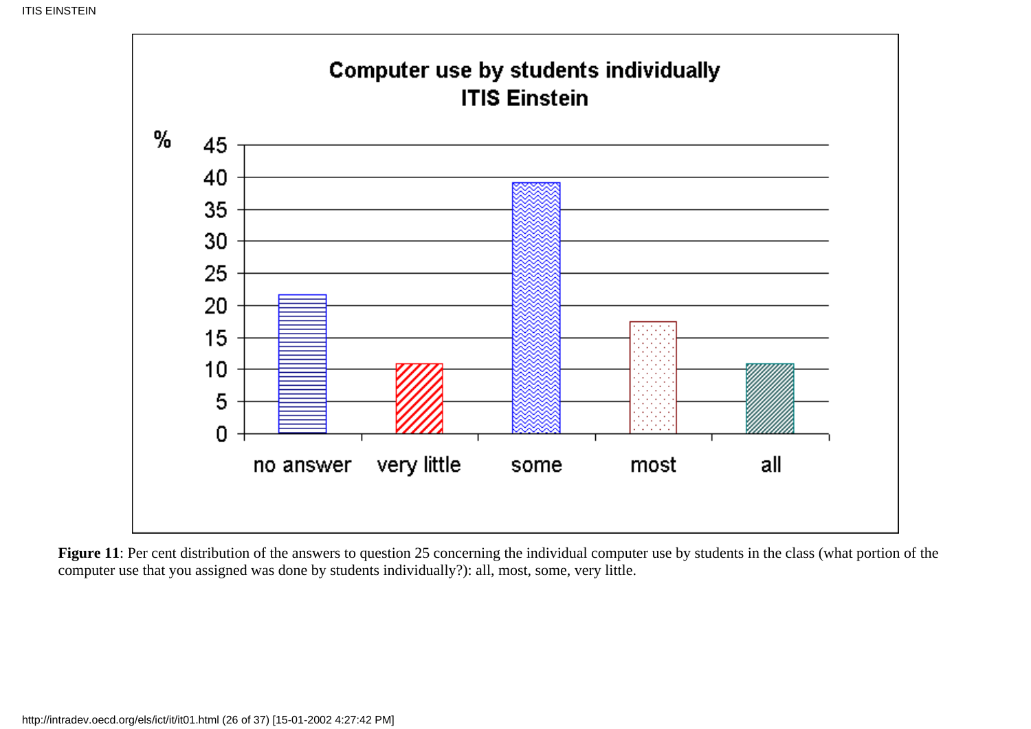**Figure 11**: Per cent distribution of the answers to question 25 concerning the individual computer use by students in the class (what portion of the computer use that you assigned was done by students individually?): all, most, some, very little.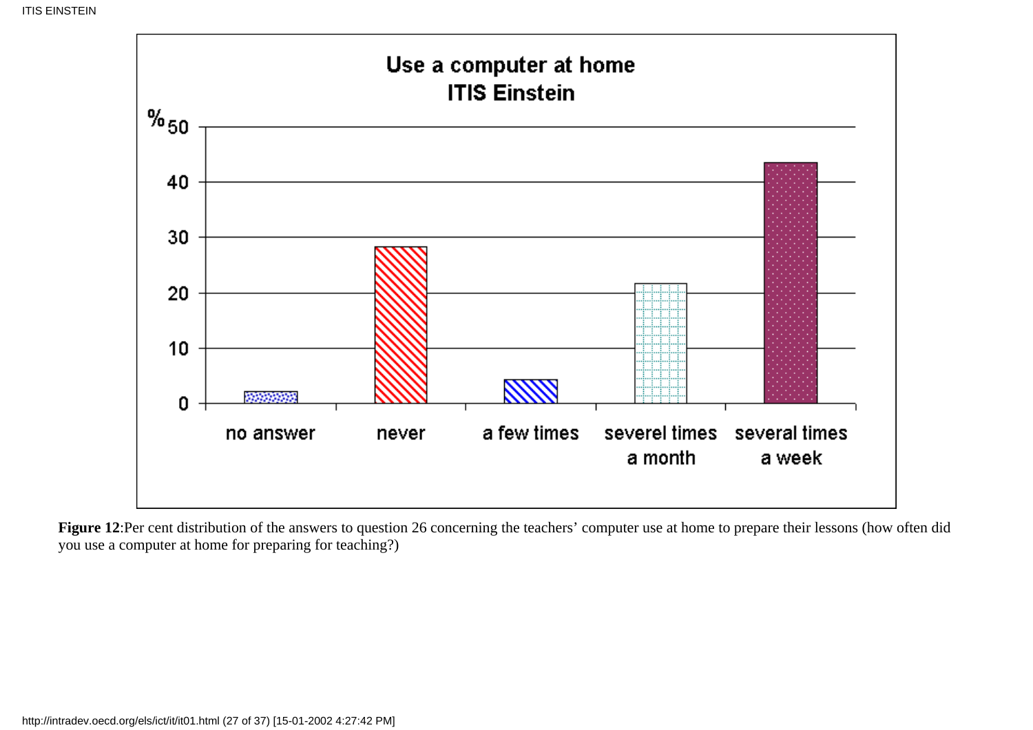**Figure 12**:Per cent distribution of the answers to question 26 concerning the teachers' computer use at home to prepare their lessons (how often did you use a computer at home for preparing for teaching?)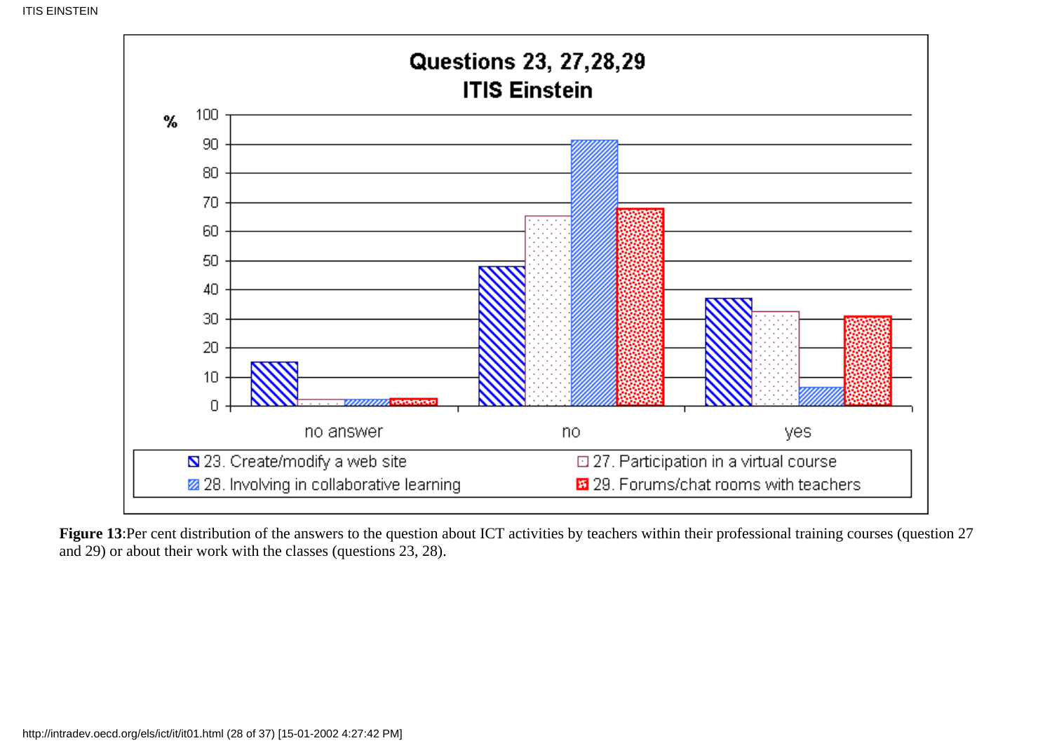**Figure 13**:Per cent distribution of the answers to the question about ICT activities by teachers within their professional training courses (question 27 and 29) or about their work with the classes (questions 23, 28).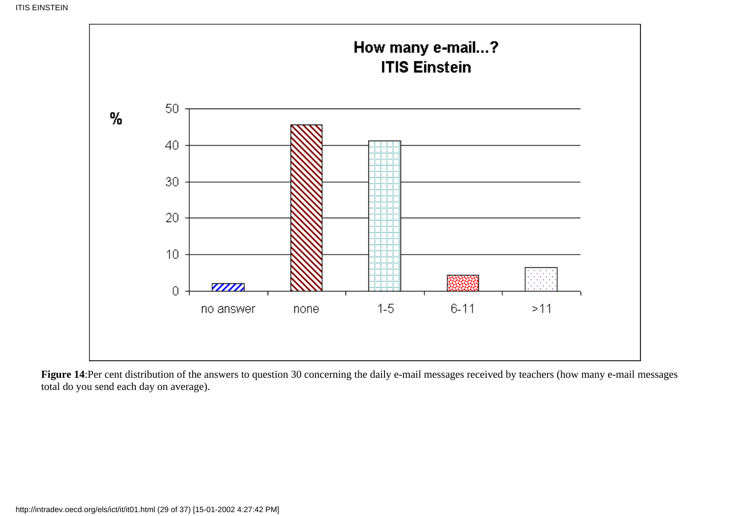**Figure 14**:Per cent distribution of the answers to question 30 concerning the daily e-mail messages received by teachers (how many e-mail messages total do you send each day on average).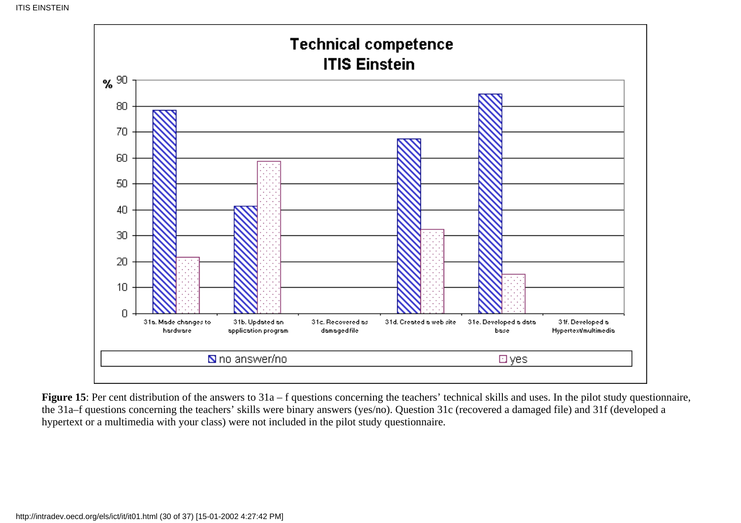**Technical competence**
**ITIS Einstein**

%

31a. Made changes to hardware | 31b. Updated an application program | 31c. Recovered as damaged file | 31d. Created a web site | 31e. Developed a data base | 31f. Developed a Hypertext/multimedia

no answer/no | yes

**Figure 15**: Per cent distribution of the answers to 31a – f questions concerning the teachers' technical skills and uses. In the pilot study questionnaire, the 31a–f questions concerning the teachers' skills were binary answers (yes/no). Question 31c (recovered a damaged file) and 31f (developed a hypertext or a multimedia with your class) were not included in the pilot study questionnaire.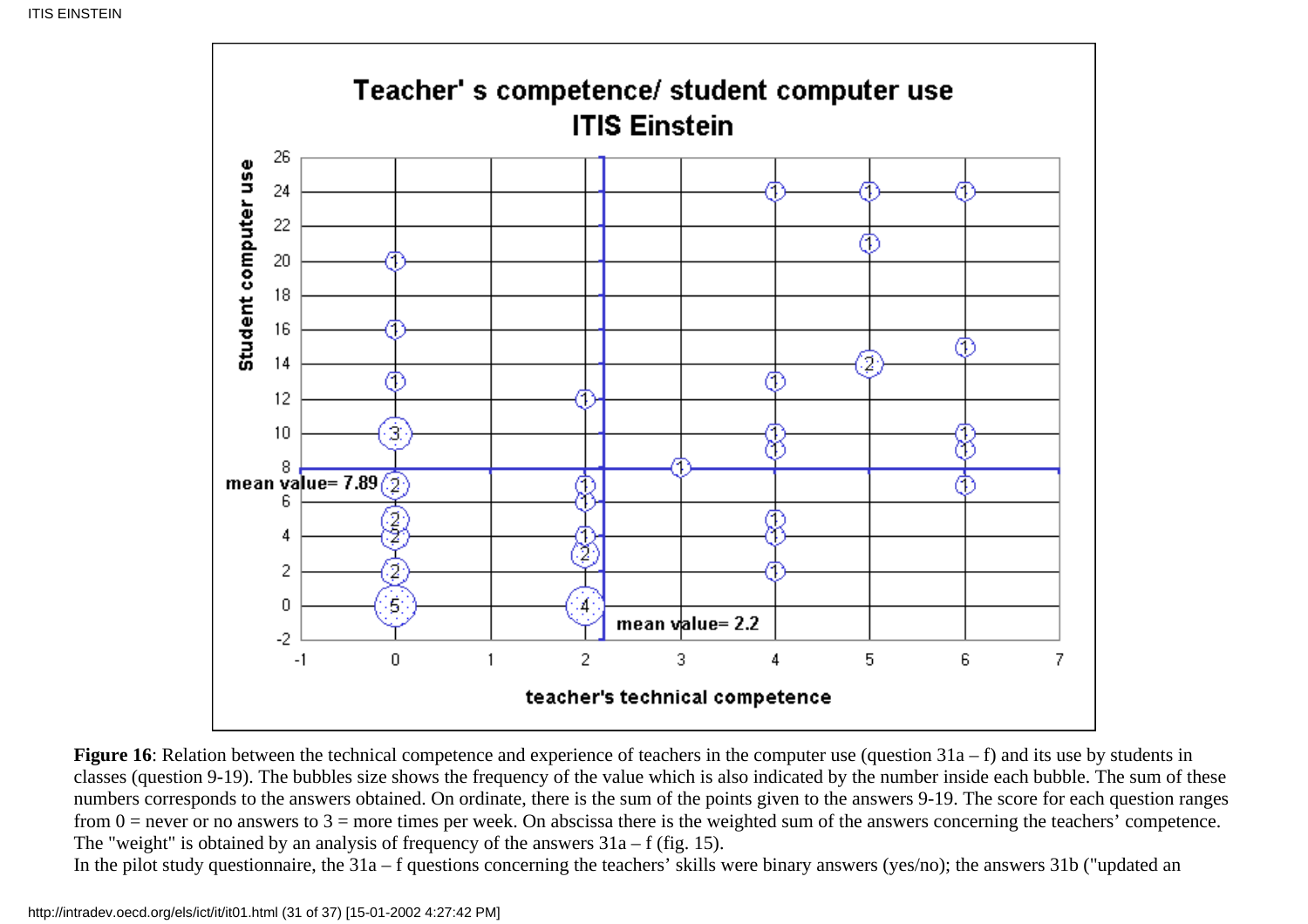**Figure 16**: Relation between the technical competence and experience of teachers in the computer use (question 31a – f) and its use by students in classes (question 9-19). The bubbles size shows the frequency of the value which is also indicated by the number inside each bubble. The sum of these numbers corresponds to the answers obtained. On ordinate, there is the sum of the points given to the answers 9-19. The score for each question ranges from 0 = never or no answers to 3 = more times per week. On abscissa there is the weighted sum of the answers concerning the teachers' competence. The "weight" is obtained by an analysis of frequency of the answers 31a – f (fig. 15).

In the pilot study questionnaire, the 31a – f questions concerning the teachers' skills were binary answers (yes/no); the answers 31b ("updated an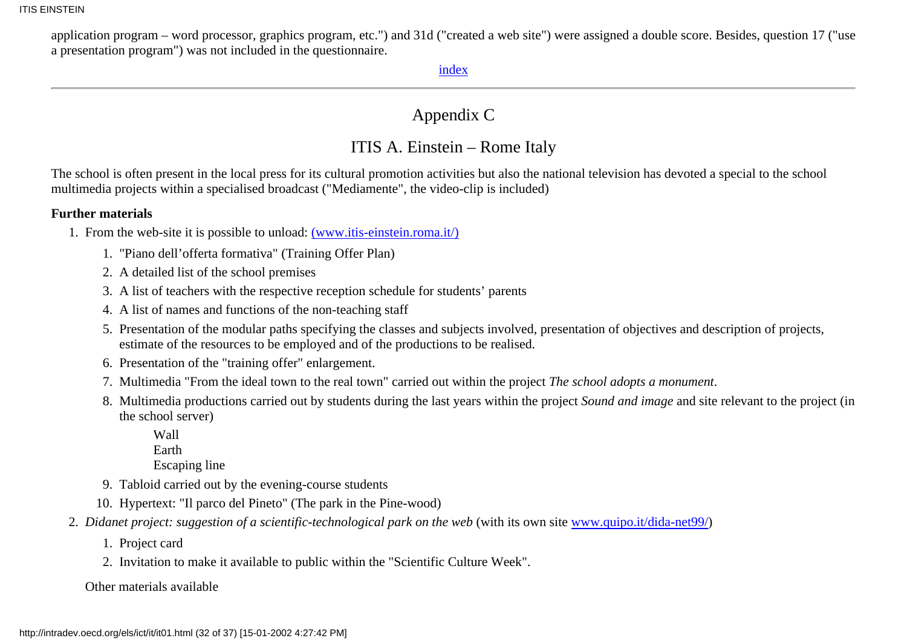application program – word processor, graphics program, etc.") and 31d ("created a web site") were assigned a double score. Besides, question 17 ("use a presentation program") was not included in the questionnaire.

index

---

## Appendix C

## ITIS A. Einstein – Rome Italy

The school is often present in the local press for its cultural promotion activities but also the national television has devoted a special to the school multimedia projects within a specialised broadcast ("Mediamente", the video-clip is included)

**Further materials**

1. From the web-site it is possible to unload: (www.itis-einstein.roma.it/)
   1. "Piano dell'offerta formativa" (Training Offer Plan)
   2. A detailed list of the school premises
   3. A list of teachers with the respective reception schedule for students' parents
   4. A list of names and functions of the non-teaching staff
   5. Presentation of the modular paths specifying the classes and subjects involved, presentation of objectives and description of projects, estimate of the resources to be employed and of the productions to be realised.
   6. Presentation of the "training offer" enlargement.
   7. Multimedia "From the ideal town to the real town" carried out within the project *The school adopts a monument*.
   8. Multimedia productions carried out by students during the last years within the project *Sound and image* and site relevant to the project (in the school server)

      Wall
      Earth
      Escaping line
   9. Tabloid carried out by the evening-course students
   10. Hypertext: "Il parco del Pineto" (The park in the Pine-wood)
2. *Didanet project: suggestion of a scientific-technological park on the web* (with its own site www.quipo.it/dida-net99/)
   1. Project card
   2. Invitation to make it available to public within the "Scientific Culture Week".

   Other materials available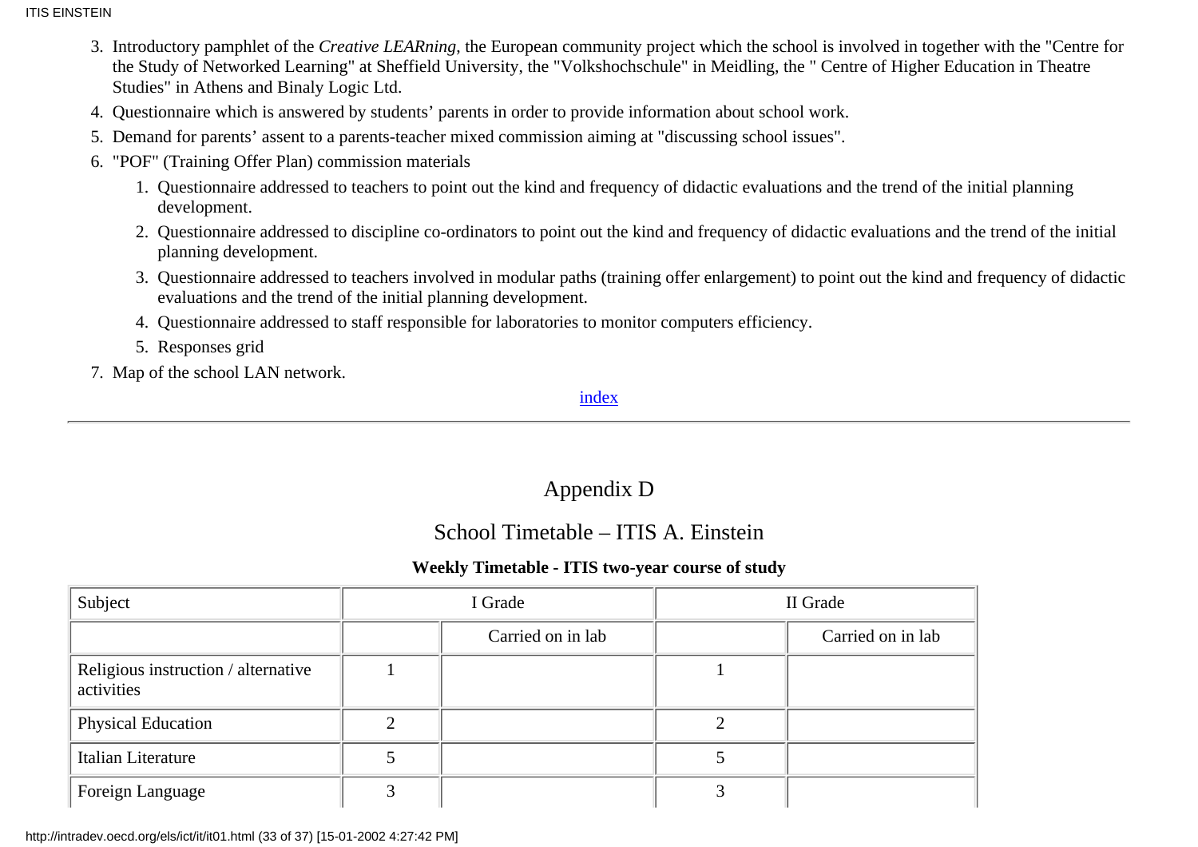3. Introductory pamphlet of the *Creative LEARning*, the European community project which the school is involved in together with the "Centre for the Study of Networked Learning" at Sheffield University, the "Volkshochschule" in Meidling, the " Centre of Higher Education in Theatre Studies" in Athens and Binaly Logic Ltd.
4. Questionnaire which is answered by students' parents in order to provide information about school work.
5. Demand for parents' assent to a parents-teacher mixed commission aiming at "discussing school issues".
6. "POF" (Training Offer Plan) commission materials
    1. Questionnaire addressed to teachers to point out the kind and frequency of didactic evaluations and the trend of the initial planning development.
    2. Questionnaire addressed to discipline co-ordinators to point out the kind and frequency of didactic evaluations and the trend of the initial planning development.
    3. Questionnaire addressed to teachers involved in modular paths (training offer enlargement) to point out the kind and frequency of didactic evaluations and the trend of the initial planning development.
    4. Questionnaire addressed to staff responsible for laboratories to monitor computers efficiency.
    5. Responses grid
7. Map of the school LAN network.

index

---

## Appendix D

## School Timetable – ITIS A. Einstein

**Weekly Timetable - ITIS two-year course of study**

| Subject | I Grade | | II Grade | |
|---|---|---|---|---|
| | | Carried on in lab | | Carried on in lab |
| Religious instruction / alternative activities | 1 | | 1 | |
| Physical Education | 2 | | 2 | |
| Italian Literature | 5 | | 5 | |
| Foreign Language | 3 | | 3 | |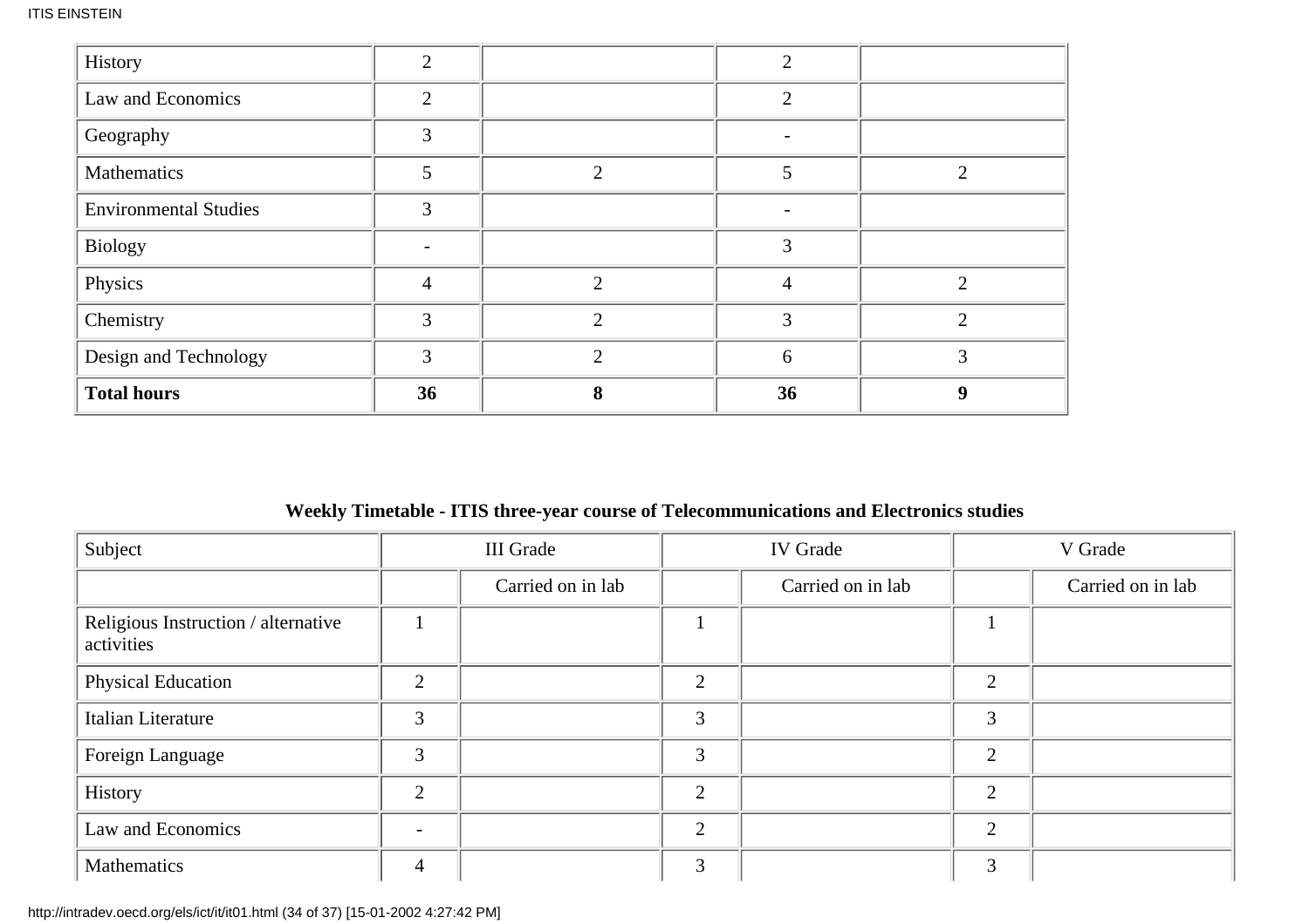| History | 2 | | 2 | |
|---|---|---|---|---|
| Law and Economics | 2 | | 2 | |
| Geography | 3 | | - | |
| Mathematics | 5 | 2 | 5 | 2 |
| Environmental Studies | 3 | | - | |
| Biology | - | | 3 | |
| Physics | 4 | 2 | 4 | 2 |
| Chemistry | 3 | 2 | 3 | 2 |
| Design and Technology | 3 | 2 | 6 | 3 |
| **Total hours** | **36** | **8** | **36** | **9** |

**Weekly Timetable - ITIS three-year course of Telecommunications and Electronics studies**

| Subject | III Grade | | IV Grade | | V Grade | |
|---|---|---|---|---|---|---|
| | | Carried on in lab | | Carried on in lab | | Carried on in lab |
| Religious Instruction / alternative activities | 1 | | 1 | | 1 | |
| Physical Education | 2 | | 2 | | 2 | |
| Italian Literature | 3 | | 3 | | 3 | |
| Foreign Language | 3 | | 3 | | 2 | |
| History | 2 | | 2 | | 2 | |
| Law and Economics | - | | 2 | | 2 | |
| Mathematics | 4 | | 3 | | 3 | |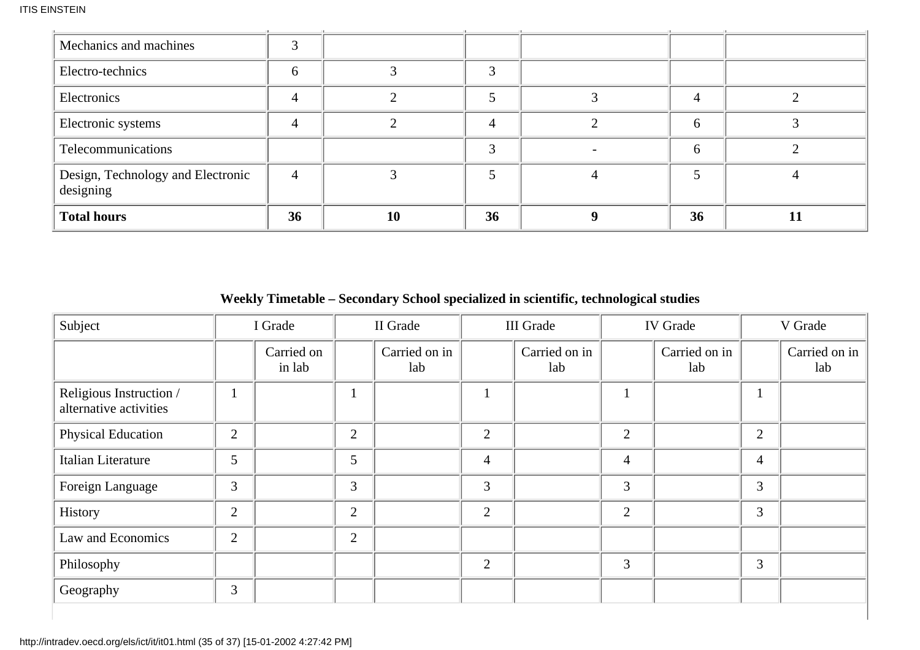| | | | | | | |
|---|---|---|---|---|---|---|
| Mechanics and machines | 3 | | | | | |
| Electro-technics | 6 | 3 | 3 | | | |
| Electronics | 4 | 2 | 5 | 3 | 4 | 2 |
| Electronic systems | 4 | 2 | 4 | 2 | 6 | 3 |
| Telecommunications | | | 3 | - | 6 | 2 |
| Design, Technology and Electronic designing | 4 | 3 | 5 | 4 | 5 | 4 |
| **Total hours** | **36** | **10** | **36** | **9** | **36** | **11** |

**Weekly Timetable – Secondary School specialized in scientific, technological studies**

| Subject | I Grade | | II Grade | | III Grade | | IV Grade | | V Grade | |
|---|---|---|---|---|---|---|---|---|---|---|
| | | Carried on in lab | | Carried on in lab | | Carried on in lab | | Carried on in lab | | Carried on in lab |
| Religious Instruction / alternative activities | 1 | | 1 | | 1 | | 1 | | 1 | |
| Physical Education | 2 | | 2 | | 2 | | 2 | | 2 | |
| Italian Literature | 5 | | 5 | | 4 | | 4 | | 4 | |
| Foreign Language | 3 | | 3 | | 3 | | 3 | | 3 | |
| History | 2 | | 2 | | 2 | | 2 | | 3 | |
| Law and Economics | 2 | | 2 | | | | | | | |
| Philosophy | | | | | 2 | | 3 | | 3 | |
| Geography | 3 | | | | | | | | | |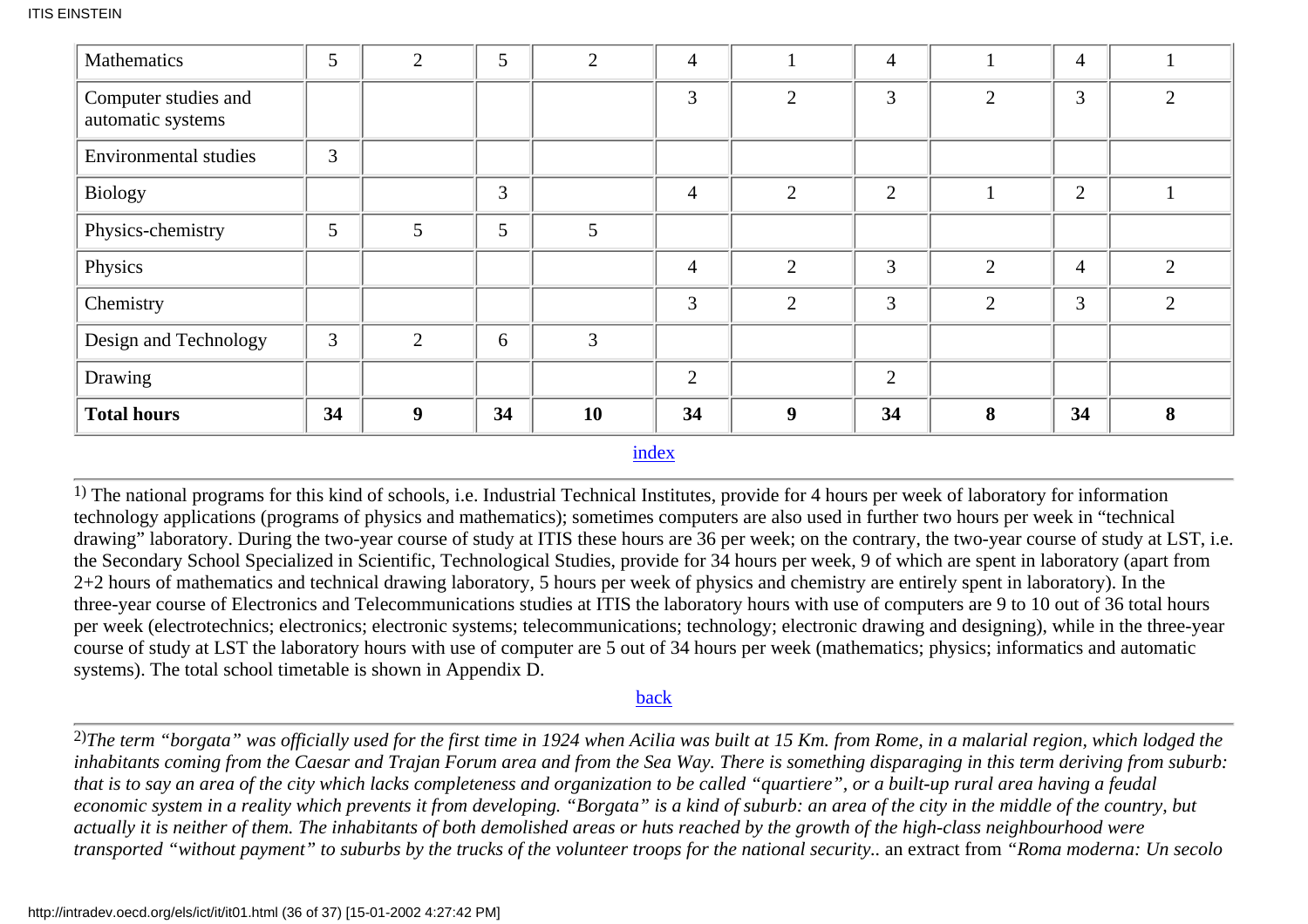| Mathematics | 5 | 2 | 5 | 2 | 4 | 1 | 4 | 1 | 4 | 1 |
|---|---|---|---|---|---|---|---|---|---|---|
| Computer studies and automatic systems | | | | | 3 | 2 | 3 | 2 | 3 | 2 |
| Environmental studies | 3 | | | | | | | | | |
| Biology | | | 3 | | 4 | 2 | 2 | 1 | 2 | 1 |
| Physics-chemistry | 5 | 5 | 5 | 5 | | | | | | |
| Physics | | | | | 4 | 2 | 3 | 2 | 4 | 2 |
| Chemistry | | | | | 3 | 2 | 3 | 2 | 3 | 2 |
| Design and Technology | 3 | 2 | 6 | 3 | | | | | | |
| Drawing | | | | | 2 | | 2 | | | |
| **Total hours** | **34** | **9** | **34** | **10** | **34** | **9** | **34** | **8** | **34** | **8** |

index

---

1) The national programs for this kind of schools, i.e. Industrial Technical Institutes, provide for 4 hours per week of laboratory for information technology applications (programs of physics and mathematics); sometimes computers are also used in further two hours per week in "technical drawing" laboratory. During the two-year course of study at ITIS these hours are 36 per week; on the contrary, the two-year course of study at LST, i.e. the Secondary School Specialized in Scientific, Technological Studies, provide for 34 hours per week, 9 of which are spent in laboratory (apart from 2+2 hours of mathematics and technical drawing laboratory, 5 hours per week of physics and chemistry are entirely spent in laboratory). In the three-year course of Electronics and Telecommunications studies at ITIS the laboratory hours with use of computers are 9 to 10 out of 36 total hours per week (electrotechnics; electronics; electronic systems; telecommunications; technology; electronic drawing and designing), while in the three-year course of study at LST the laboratory hours with use of computer are 5 out of 34 hours per week (mathematics; physics; informatics and automatic systems). The total school timetable is shown in Appendix D.

back

---

2)*The term "borgata" was officially used for the first time in 1924 when Acilia was built at 15 Km. from Rome, in a malarial region, which lodged the inhabitants coming from the Caesar and Trajan Forum area and from the Sea Way. There is something disparaging in this term deriving from suburb: that is to say an area of the city which lacks completeness and organization to be called "quartiere", or a built-up rural area having a feudal economic system in a reality which prevents it from developing. "Borgata" is a kind of suburb: an area of the city in the middle of the country, but actually it is neither of them. The inhabitants of both demolished areas or huts reached by the growth of the high-class neighbourhood were transported "without payment" to suburbs by the trucks of the volunteer troops for the national security.*. an extract from *"Roma moderna: Un secolo*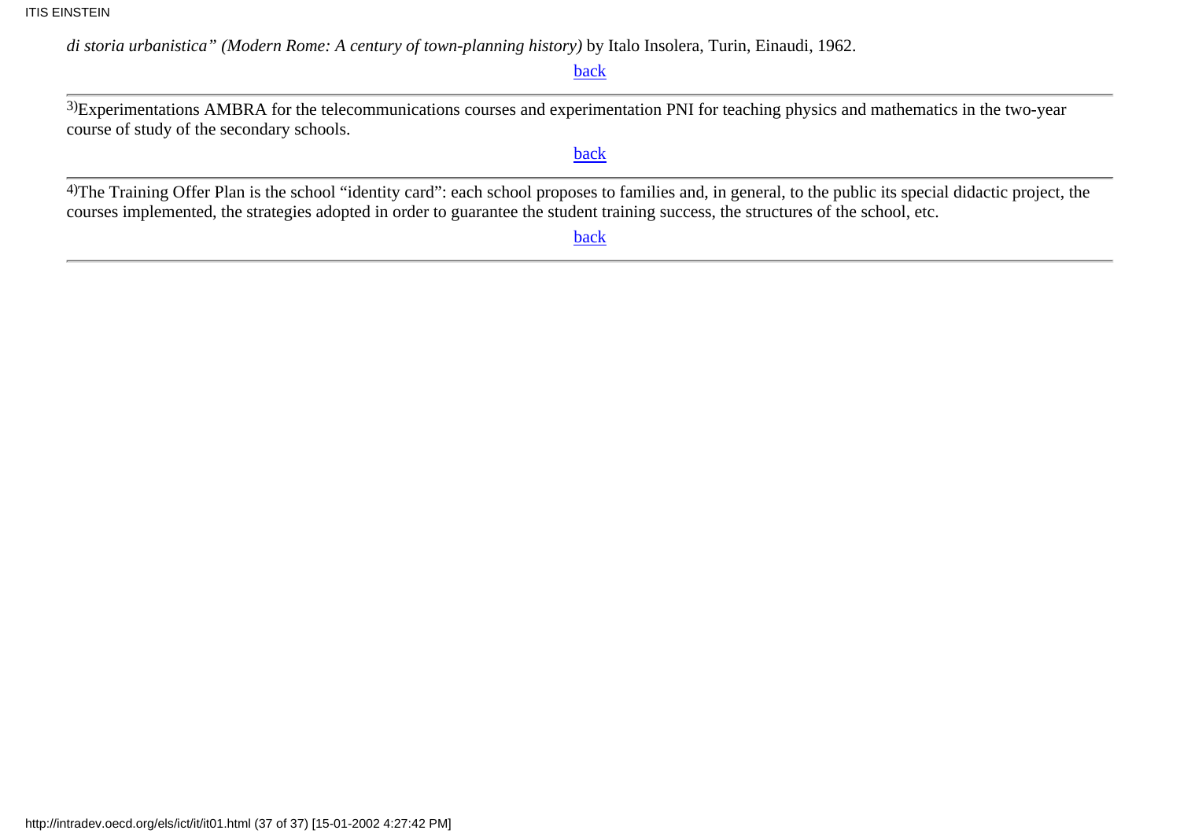*di storia urbanistica" (Modern Rome: A century of town-planning history)* by Italo Insolera, Turin, Einaudi, 1962.

back

---

[3)]Experimentations AMBRA for the telecommunications courses and experimentation PNI for teaching physics and mathematics in the two-year course of study of the secondary schools.

back

---

[4)]The Training Offer Plan is the school "identity card": each school proposes to families and, in general, to the public its special didactic project, the courses implemented, the strategies adopted in order to guarantee the student training success, the structures of the school, etc.

back

---